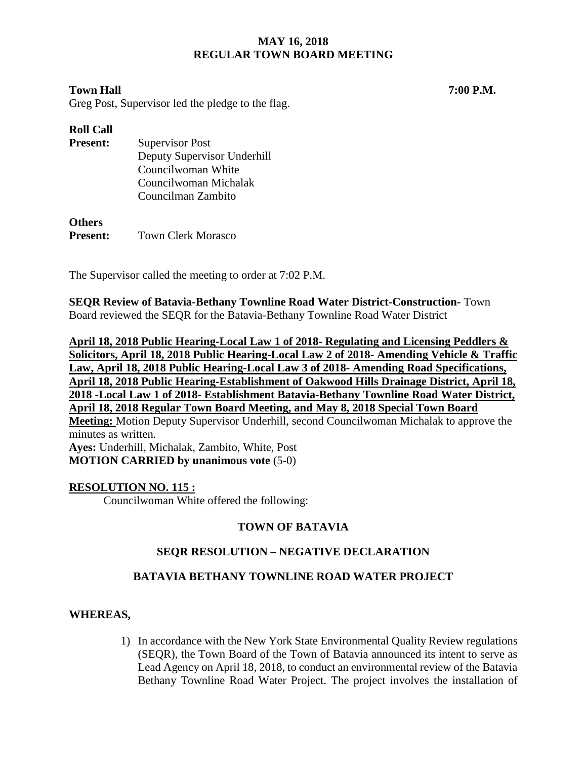**MAY 16, 2018**
**REGULAR TOWN BOARD MEETING**

**Town Hall** **7:00 P.M.**

Greg Post, Supervisor led the pledge to the flag.

**Roll Call**

**Present:** Supervisor Post
Deputy Supervisor Underhill
Councilwoman White
Councilwoman Michalak
Councilman Zambito

**Others**
**Present:** Town Clerk Morasco

The Supervisor called the meeting to order at 7:02 P.M.

**SEQR Review of Batavia-Bethany Townline Road Water District-Construction-** Town Board reviewed the SEQR for the Batavia-Bethany Townline Road Water District

**April 18, 2018 Public Hearing-Local Law 1 of 2018- Regulating and Licensing Peddlers & Solicitors, April 18, 2018 Public Hearing-Local Law 2 of 2018- Amending Vehicle & Traffic Law, April 18, 2018 Public Hearing-Local Law 3 of 2018- Amending Road Specifications, April 18, 2018 Public Hearing-Establishment of Oakwood Hills Drainage District, April 18, 2018 -Local Law 1 of 2018- Establishment Batavia-Bethany Townline Road Water District, April 18, 2018 Regular Town Board Meeting, and May 8, 2018 Special Town Board Meeting:** Motion Deputy Supervisor Underhill, second Councilwoman Michalak to approve the minutes as written.

**Ayes:** Underhill, Michalak, Zambito, White, Post
**MOTION CARRIED by unanimous vote** (5-0)

**RESOLUTION NO. 115 :**

Councilwoman White offered the following:

**TOWN OF BATAVIA**

**SEQR RESOLUTION – NEGATIVE DECLARATION**

**BATAVIA BETHANY TOWNLINE ROAD WATER PROJECT**

**WHEREAS,**

1) In accordance with the New York State Environmental Quality Review regulations (SEQR), the Town Board of the Town of Batavia announced its intent to serve as Lead Agency on April 18, 2018, to conduct an environmental review of the Batavia Bethany Townline Road Water Project. The project involves the installation of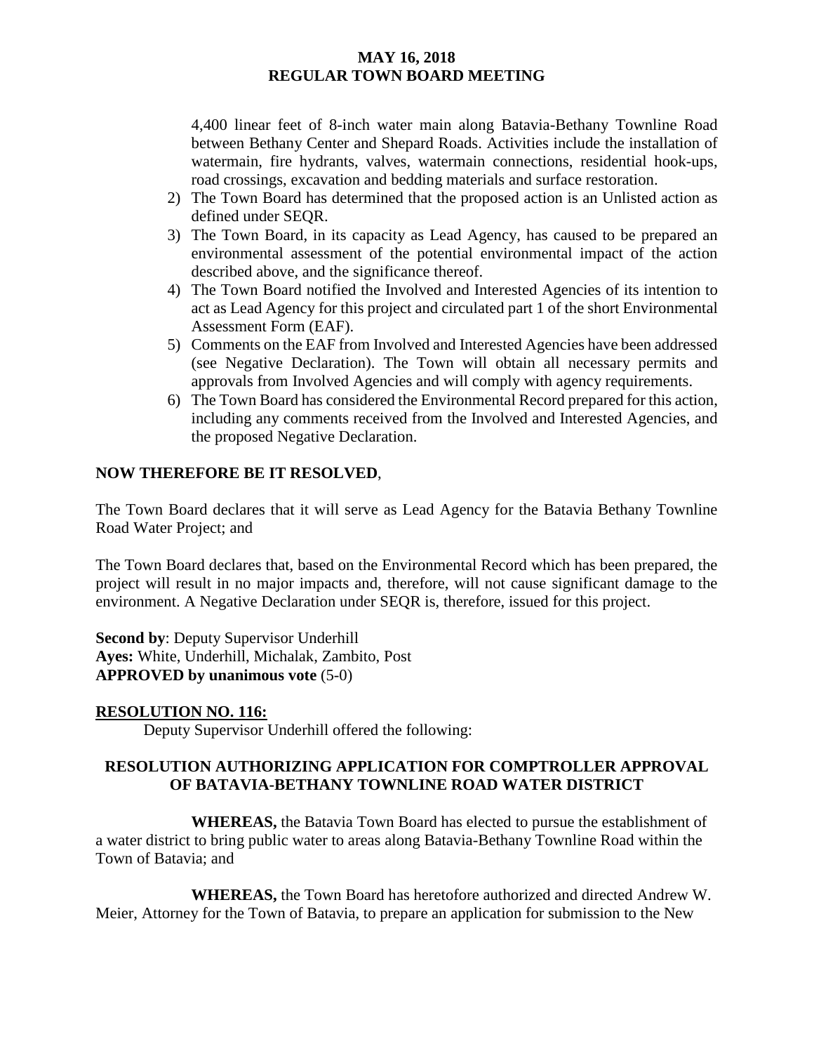4,400 linear feet of 8-inch water main along Batavia-Bethany Townline Road between Bethany Center and Shepard Roads. Activities include the installation of watermain, fire hydrants, valves, watermain connections, residential hook-ups, road crossings, excavation and bedding materials and surface restoration.

2) The Town Board has determined that the proposed action is an Unlisted action as defined under SEQR.
3) The Town Board, in its capacity as Lead Agency, has caused to be prepared an environmental assessment of the potential environmental impact of the action described above, and the significance thereof.
4) The Town Board notified the Involved and Interested Agencies of its intention to act as Lead Agency for this project and circulated part 1 of the short Environmental Assessment Form (EAF).
5) Comments on the EAF from Involved and Interested Agencies have been addressed (see Negative Declaration). The Town will obtain all necessary permits and approvals from Involved Agencies and will comply with agency requirements.
6) The Town Board has considered the Environmental Record prepared for this action, including any comments received from the Involved and Interested Agencies, and the proposed Negative Declaration.

**NOW THEREFORE BE IT RESOLVED**,

The Town Board declares that it will serve as Lead Agency for the Batavia Bethany Townline Road Water Project; and

The Town Board declares that, based on the Environmental Record which has been prepared, the project will result in no major impacts and, therefore, will not cause significant damage to the environment. A Negative Declaration under SEQR is, therefore, issued for this project.

**Second by**: Deputy Supervisor Underhill
**Ayes:** White, Underhill, Michalak, Zambito, Post
**APPROVED by unanimous vote** (5-0)

**RESOLUTION NO. 116:**

Deputy Supervisor Underhill offered the following:

**RESOLUTION AUTHORIZING APPLICATION FOR COMPTROLLER APPROVAL OF BATAVIA-BETHANY TOWNLINE ROAD WATER DISTRICT**

**WHEREAS,** the Batavia Town Board has elected to pursue the establishment of a water district to bring public water to areas along Batavia-Bethany Townline Road within the Town of Batavia; and

**WHEREAS,** the Town Board has heretofore authorized and directed Andrew W. Meier, Attorney for the Town of Batavia, to prepare an application for submission to the New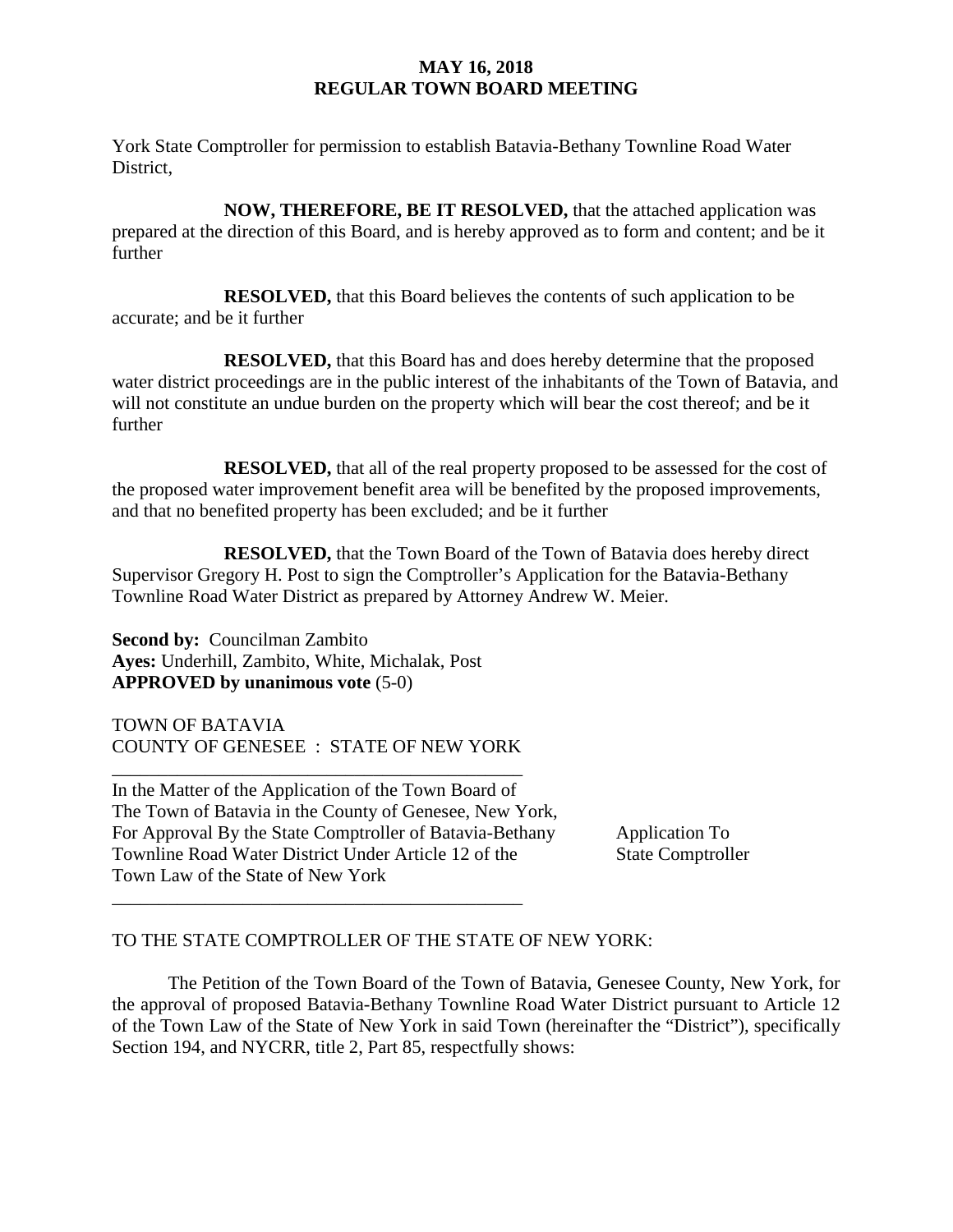York State Comptroller for permission to establish Batavia-Bethany Townline Road Water District,

**NOW, THEREFORE, BE IT RESOLVED,** that the attached application was prepared at the direction of this Board, and is hereby approved as to form and content; and be it further

**RESOLVED,** that this Board believes the contents of such application to be accurate; and be it further

**RESOLVED,** that this Board has and does hereby determine that the proposed water district proceedings are in the public interest of the inhabitants of the Town of Batavia, and will not constitute an undue burden on the property which will bear the cost thereof; and be it further

**RESOLVED,** that all of the real property proposed to be assessed for the cost of the proposed water improvement benefit area will be benefited by the proposed improvements, and that no benefited property has been excluded; and be it further

**RESOLVED,** that the Town Board of the Town of Batavia does hereby direct Supervisor Gregory H. Post to sign the Comptroller's Application for the Batavia-Bethany Townline Road Water District as prepared by Attorney Andrew W. Meier.

**Second by:** Councilman Zambito
**Ayes:** Underhill, Zambito, White, Michalak, Post
**APPROVED by unanimous vote** (5-0)

TOWN OF BATAVIA
COUNTY OF GENESEE : STATE OF NEW YORK

---

In the Matter of the Application of the Town Board of The Town of Batavia in the County of Genesee, New York, For Approval By the State Comptroller of Batavia-Bethany Townline Road Water District Under Article 12 of the Town Law of the State of New York

Application To State Comptroller

---

TO THE STATE COMPTROLLER OF THE STATE OF NEW YORK:

The Petition of the Town Board of the Town of Batavia, Genesee County, New York, for the approval of proposed Batavia-Bethany Townline Road Water District pursuant to Article 12 of the Town Law of the State of New York in said Town (hereinafter the "District"), specifically Section 194, and NYCRR, title 2, Part 85, respectfully shows: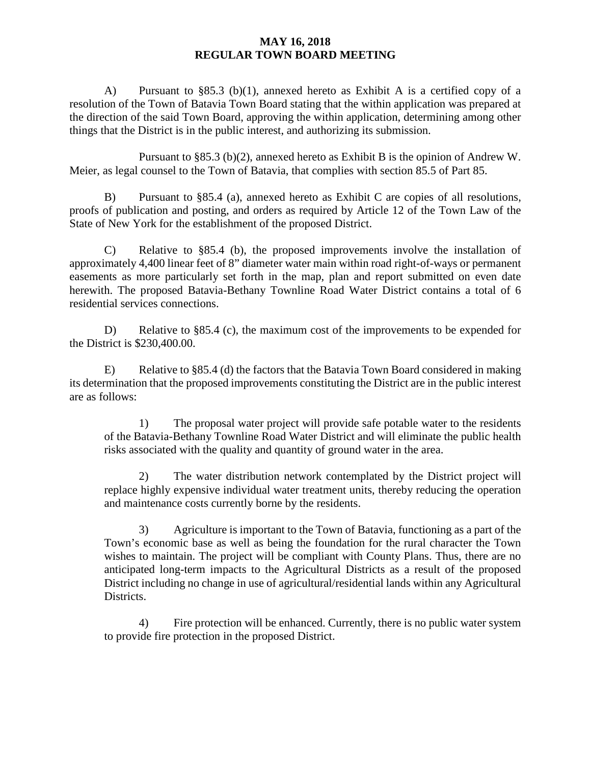A) Pursuant to §85.3 (b)(1), annexed hereto as Exhibit A is a certified copy of a resolution of the Town of Batavia Town Board stating that the within application was prepared at the direction of the said Town Board, approving the within application, determining among other things that the District is in the public interest, and authorizing its submission.

Pursuant to §85.3 (b)(2), annexed hereto as Exhibit B is the opinion of Andrew W. Meier, as legal counsel to the Town of Batavia, that complies with section 85.5 of Part 85.

B) Pursuant to §85.4 (a), annexed hereto as Exhibit C are copies of all resolutions, proofs of publication and posting, and orders as required by Article 12 of the Town Law of the State of New York for the establishment of the proposed District.

C) Relative to §85.4 (b), the proposed improvements involve the installation of approximately 4,400 linear feet of 8" diameter water main within road right-of-ways or permanent easements as more particularly set forth in the map, plan and report submitted on even date herewith. The proposed Batavia-Bethany Townline Road Water District contains a total of 6 residential services connections.

D) Relative to §85.4 (c), the maximum cost of the improvements to be expended for the District is $230,400.00.

E) Relative to §85.4 (d) the factors that the Batavia Town Board considered in making its determination that the proposed improvements constituting the District are in the public interest are as follows:

1) The proposal water project will provide safe potable water to the residents of the Batavia-Bethany Townline Road Water District and will eliminate the public health risks associated with the quality and quantity of ground water in the area.

2) The water distribution network contemplated by the District project will replace highly expensive individual water treatment units, thereby reducing the operation and maintenance costs currently borne by the residents.

3) Agriculture is important to the Town of Batavia, functioning as a part of the Town's economic base as well as being the foundation for the rural character the Town wishes to maintain. The project will be compliant with County Plans. Thus, there are no anticipated long-term impacts to the Agricultural Districts as a result of the proposed District including no change in use of agricultural/residential lands within any Agricultural Districts.

4) Fire protection will be enhanced. Currently, there is no public water system to provide fire protection in the proposed District.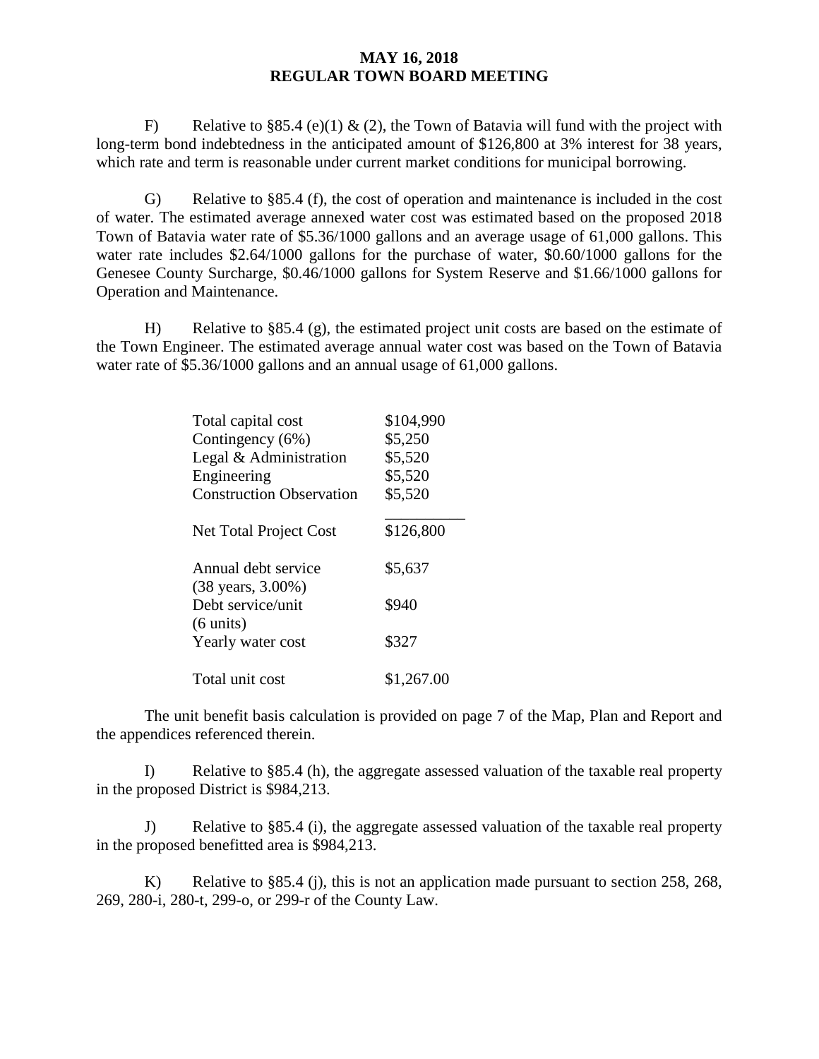F) Relative to §85.4 (e)(1) & (2), the Town of Batavia will fund with the project with long-term bond indebtedness in the anticipated amount of $126,800 at 3% interest for 38 years, which rate and term is reasonable under current market conditions for municipal borrowing.

G) Relative to §85.4 (f), the cost of operation and maintenance is included in the cost of water. The estimated average annexed water cost was estimated based on the proposed 2018 Town of Batavia water rate of $5.36/1000 gallons and an average usage of 61,000 gallons. This water rate includes $2.64/1000 gallons for the purchase of water, $0.60/1000 gallons for the Genesee County Surcharge, $0.46/1000 gallons for System Reserve and $1.66/1000 gallons for Operation and Maintenance.

H) Relative to §85.4 (g), the estimated project unit costs are based on the estimate of the Town Engineer. The estimated average annual water cost was based on the Town of Batavia water rate of $5.36/1000 gallons and an annual usage of 61,000 gallons.

| | |
|---|---|
| Total capital cost | $104,990 |
| Contingency (6%) | $5,250 |
| Legal & Administration | $5,520 |
| Engineering | $5,520 |
| Construction Observation | $5,520 |
| Net Total Project Cost | $126,800 |
| Annual debt service (38 years, 3.00%) | $5,637 |
| Debt service/unit (6 units) | $940 |
| Yearly water cost | $327 |
| Total unit cost | $1,267.00 |

The unit benefit basis calculation is provided on page 7 of the Map, Plan and Report and the appendices referenced therein.

I) Relative to §85.4 (h), the aggregate assessed valuation of the taxable real property in the proposed District is $984,213.

J) Relative to §85.4 (i), the aggregate assessed valuation of the taxable real property in the proposed benefitted area is $984,213.

K) Relative to §85.4 (j), this is not an application made pursuant to section 258, 268, 269, 280-i, 280-t, 299-o, or 299-r of the County Law.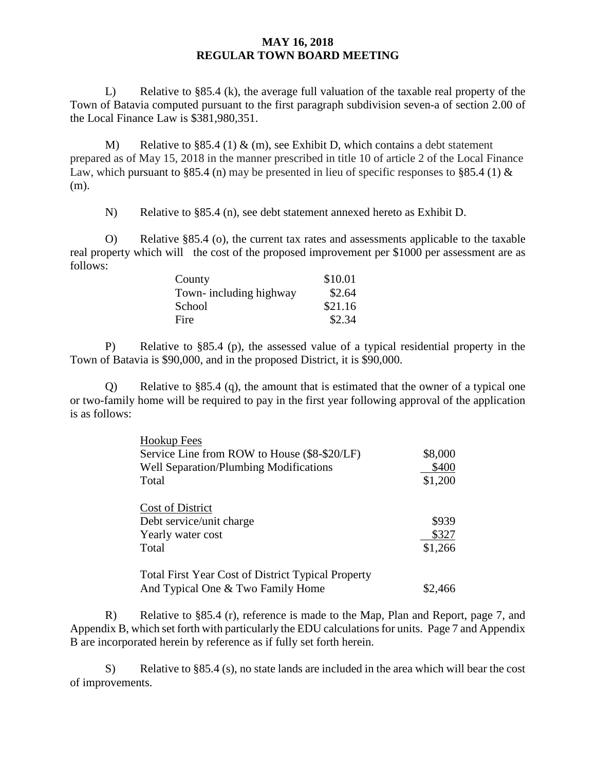**MAY 16, 2018**
**REGULAR TOWN BOARD MEETING**

L) Relative to §85.4 (k), the average full valuation of the taxable real property of the Town of Batavia computed pursuant to the first paragraph subdivision seven-a of section 2.00 of the Local Finance Law is $381,980,351.

M) Relative to §85.4 (1) & (m), see Exhibit D, which contains a debt statement prepared as of May 15, 2018 in the manner prescribed in title 10 of article 2 of the Local Finance Law, which pursuant to §85.4 (n) may be presented in lieu of specific responses to §85.4 (1) & (m).

N) Relative to §85.4 (n), see debt statement annexed hereto as Exhibit D.

O) Relative §85.4 (o), the current tax rates and assessments applicable to the taxable real property which will the cost of the proposed improvement per $1000 per assessment are as follows:

| | |
|---|---|
| County | $10.01 |
| Town- including highway | $2.64 |
| School | $21.16 |
| Fire | $2.34 |

P) Relative to §85.4 (p), the assessed value of a typical residential property in the Town of Batavia is $90,000, and in the proposed District, it is $90,000.

Q) Relative to §85.4 (q), the amount that is estimated that the owner of a typical one or two-family home will be required to pay in the first year following approval of the application is as follows:

| | |
|---|---|
| <u>Hookup Fees</u> | |
| Service Line from ROW to House ($8-$20/LF) | $8,000 |
| Well Separation/Plumbing Modifications | $400 |
| Total | $1,200 |
| | |
| <u>Cost of District</u> | |
| Debt service/unit charge | $939 |
| Yearly water cost | $327 |
| Total | $1,266 |
| | |
| Total First Year Cost of District Typical Property And Typical One & Two Family Home | $2,466 |

R) Relative to §85.4 (r), reference is made to the Map, Plan and Report, page 7, and Appendix B, which set forth with particularly the EDU calculations for units. Page 7 and Appendix B are incorporated herein by reference as if fully set forth herein.

S) Relative to §85.4 (s), no state lands are included in the area which will bear the cost of improvements.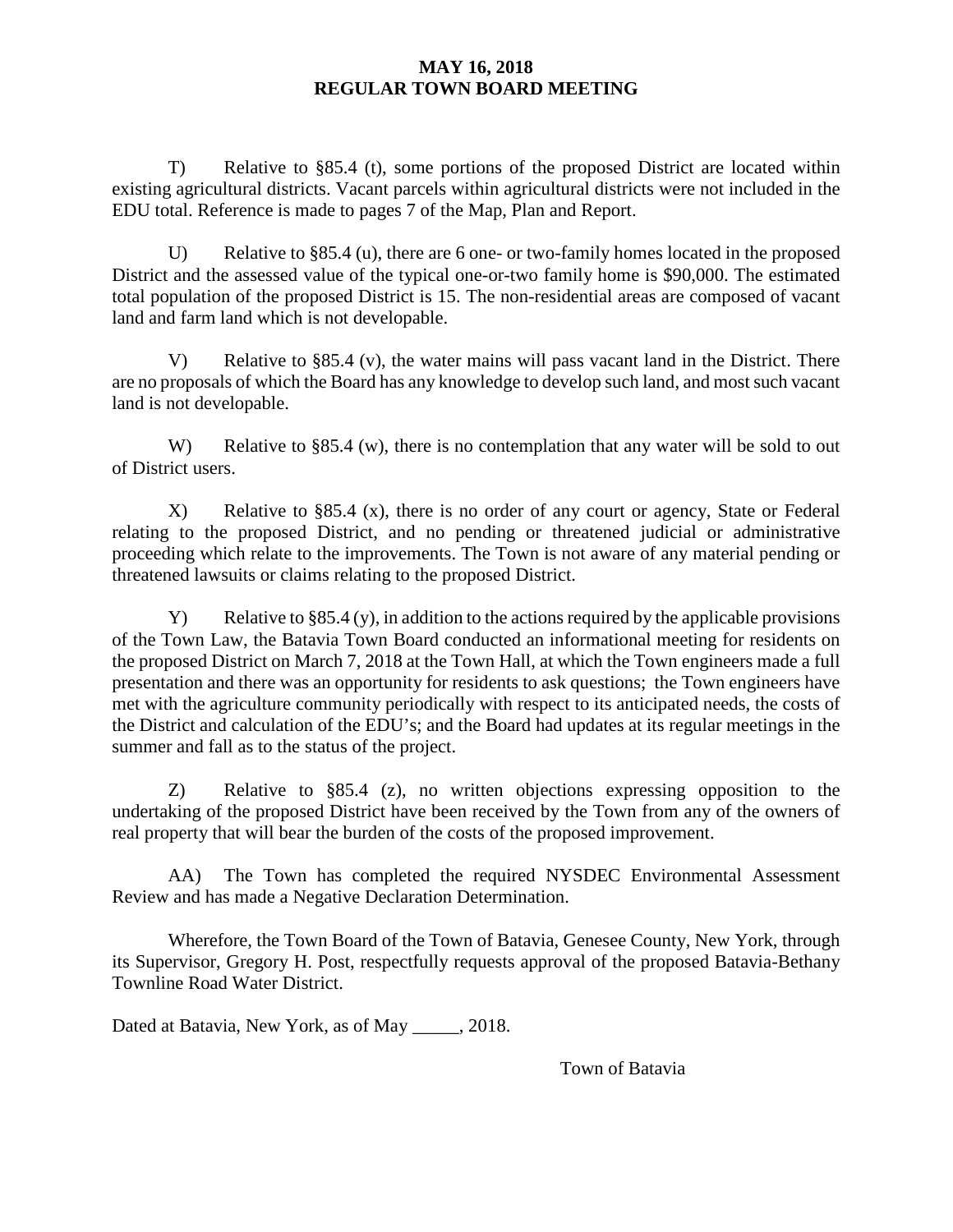T) Relative to §85.4 (t), some portions of the proposed District are located within existing agricultural districts. Vacant parcels within agricultural districts were not included in the EDU total. Reference is made to pages 7 of the Map, Plan and Report.

U) Relative to §85.4 (u), there are 6 one- or two-family homes located in the proposed District and the assessed value of the typical one-or-two family home is $90,000. The estimated total population of the proposed District is 15. The non-residential areas are composed of vacant land and farm land which is not developable.

V) Relative to §85.4 (v), the water mains will pass vacant land in the District. There are no proposals of which the Board has any knowledge to develop such land, and most such vacant land is not developable.

W) Relative to §85.4 (w), there is no contemplation that any water will be sold to out of District users.

X) Relative to §85.4 (x), there is no order of any court or agency, State or Federal relating to the proposed District, and no pending or threatened judicial or administrative proceeding which relate to the improvements. The Town is not aware of any material pending or threatened lawsuits or claims relating to the proposed District.

Y) Relative to §85.4 (y), in addition to the actions required by the applicable provisions of the Town Law, the Batavia Town Board conducted an informational meeting for residents on the proposed District on March 7, 2018 at the Town Hall, at which the Town engineers made a full presentation and there was an opportunity for residents to ask questions; the Town engineers have met with the agriculture community periodically with respect to its anticipated needs, the costs of the District and calculation of the EDU's; and the Board had updates at its regular meetings in the summer and fall as to the status of the project.

Z) Relative to §85.4 (z), no written objections expressing opposition to the undertaking of the proposed District have been received by the Town from any of the owners of real property that will bear the burden of the costs of the proposed improvement.

AA) The Town has completed the required NYSDEC Environmental Assessment Review and has made a Negative Declaration Determination.

Wherefore, the Town Board of the Town of Batavia, Genesee County, New York, through its Supervisor, Gregory H. Post, respectfully requests approval of the proposed Batavia-Bethany Townline Road Water District.

Dated at Batavia, New York, as of May _____, 2018.

Town of Batavia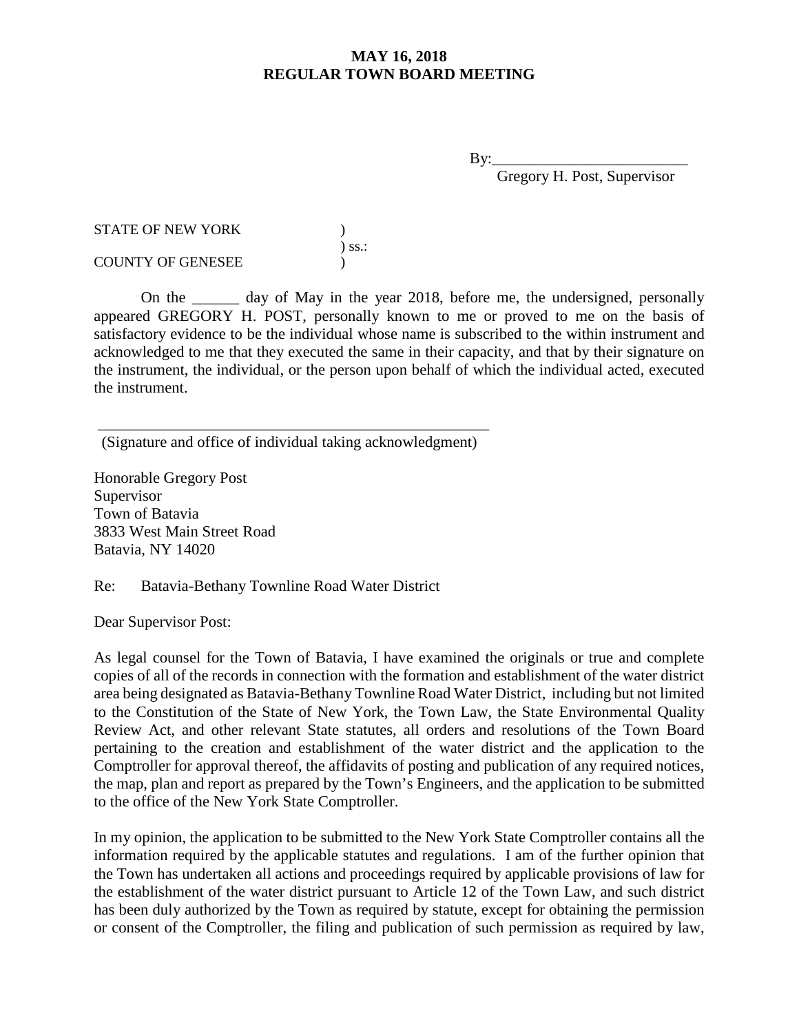By:_________________________
Gregory H. Post, Supervisor

STATE OF NEW YORK )
) ss.:
COUNTY OF GENESEE )

On the ______ day of May in the year 2018, before me, the undersigned, personally appeared GREGORY H. POST, personally known to me or proved to me on the basis of satisfactory evidence to be the individual whose name is subscribed to the within instrument and acknowledged to me that they executed the same in their capacity, and that by their signature on the instrument, the individual, or the person upon behalf of which the individual acted, executed the instrument.

_____________________________________________________
(Signature and office of individual taking acknowledgment)

Honorable Gregory Post
Supervisor
Town of Batavia
3833 West Main Street Road
Batavia, NY 14020

Re: Batavia-Bethany Townline Road Water District

Dear Supervisor Post:

As legal counsel for the Town of Batavia, I have examined the originals or true and complete copies of all of the records in connection with the formation and establishment of the water district area being designated as Batavia-Bethany Townline Road Water District, including but not limited to the Constitution of the State of New York, the Town Law, the State Environmental Quality Review Act, and other relevant State statutes, all orders and resolutions of the Town Board pertaining to the creation and establishment of the water district and the application to the Comptroller for approval thereof, the affidavits of posting and publication of any required notices, the map, plan and report as prepared by the Town's Engineers, and the application to be submitted to the office of the New York State Comptroller.

In my opinion, the application to be submitted to the New York State Comptroller contains all the information required by the applicable statutes and regulations. I am of the further opinion that the Town has undertaken all actions and proceedings required by applicable provisions of law for the establishment of the water district pursuant to Article 12 of the Town Law, and such district has been duly authorized by the Town as required by statute, except for obtaining the permission or consent of the Comptroller, the filing and publication of such permission as required by law,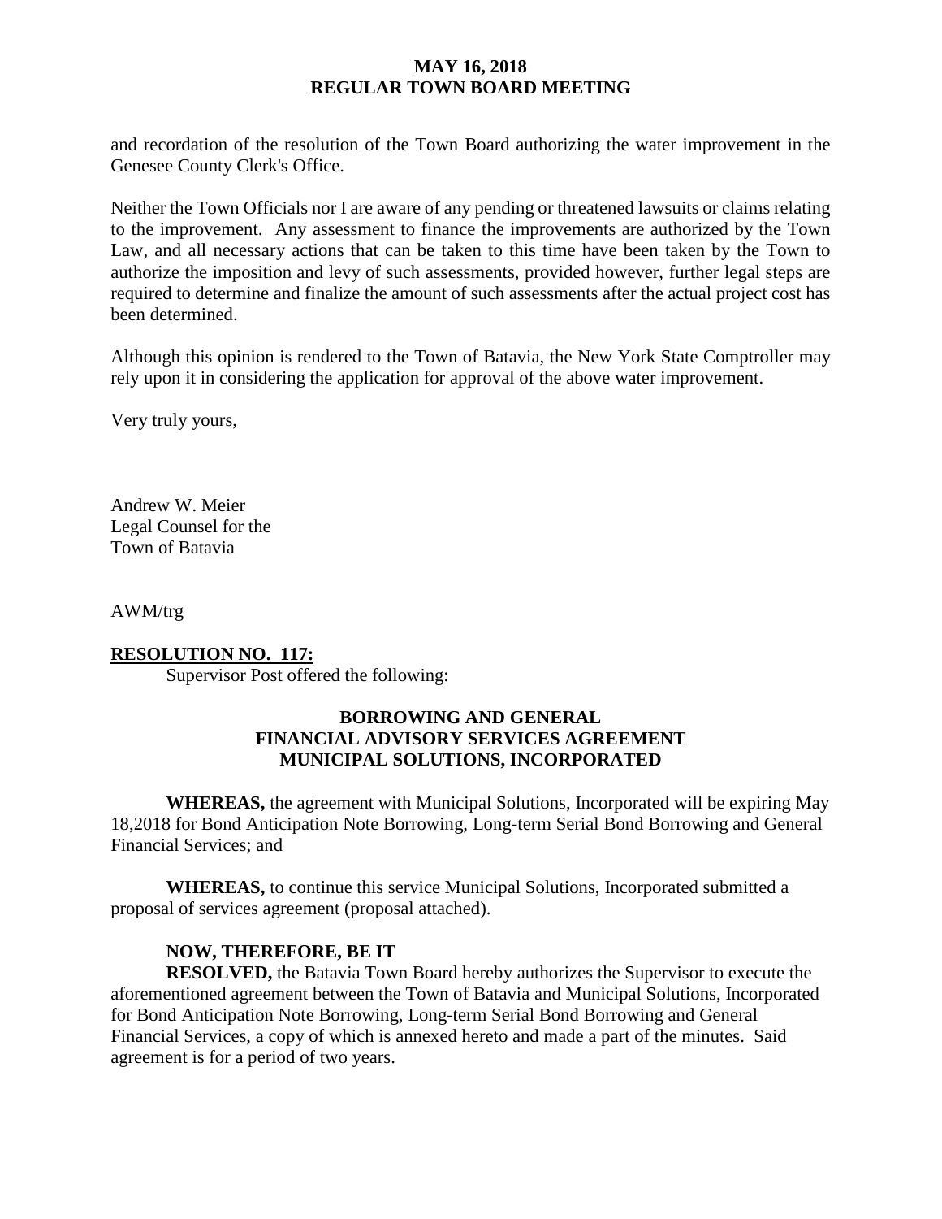and recordation of the resolution of the Town Board authorizing the water improvement in the Genesee County Clerk's Office.

Neither the Town Officials nor I are aware of any pending or threatened lawsuits or claims relating to the improvement. Any assessment to finance the improvements are authorized by the Town Law, and all necessary actions that can be taken to this time have been taken by the Town to authorize the imposition and levy of such assessments, provided however, further legal steps are required to determine and finalize the amount of such assessments after the actual project cost has been determined.

Although this opinion is rendered to the Town of Batavia, the New York State Comptroller may rely upon it in considering the application for approval of the above water improvement.

Very truly yours,

Andrew W. Meier
Legal Counsel for the
Town of Batavia

AWM/trg

**RESOLUTION NO. 117:**

Supervisor Post offered the following:

**BORROWING AND GENERAL FINANCIAL ADVISORY SERVICES AGREEMENT MUNICIPAL SOLUTIONS, INCORPORATED**

**WHEREAS,** the agreement with Municipal Solutions, Incorporated will be expiring May 18,2018 for Bond Anticipation Note Borrowing, Long-term Serial Bond Borrowing and General Financial Services; and

**WHEREAS,** to continue this service Municipal Solutions, Incorporated submitted a proposal of services agreement (proposal attached).

**NOW, THEREFORE, BE IT**

**RESOLVED,** the Batavia Town Board hereby authorizes the Supervisor to execute the aforementioned agreement between the Town of Batavia and Municipal Solutions, Incorporated for Bond Anticipation Note Borrowing, Long-term Serial Bond Borrowing and General Financial Services, a copy of which is annexed hereto and made a part of the minutes. Said agreement is for a period of two years.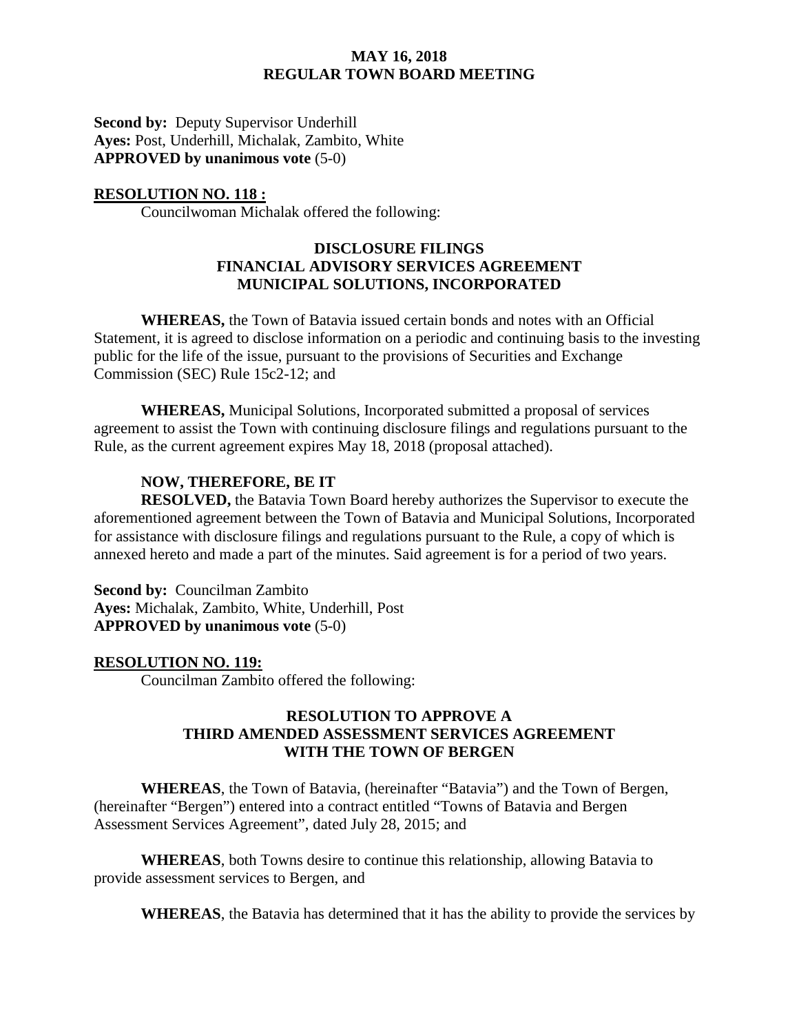**Second by:** Deputy Supervisor Underhill
**Ayes:** Post, Underhill, Michalak, Zambito, White
**APPROVED by unanimous vote** (5-0)

**RESOLUTION NO. 118 :**

Councilwoman Michalak offered the following:

**DISCLOSURE FILINGS**
**FINANCIAL ADVISORY SERVICES AGREEMENT**
**MUNICIPAL SOLUTIONS, INCORPORATED**

**WHEREAS,** the Town of Batavia issued certain bonds and notes with an Official Statement, it is agreed to disclose information on a periodic and continuing basis to the investing public for the life of the issue, pursuant to the provisions of Securities and Exchange Commission (SEC) Rule 15c2-12; and

**WHEREAS,** Municipal Solutions, Incorporated submitted a proposal of services agreement to assist the Town with continuing disclosure filings and regulations pursuant to the Rule, as the current agreement expires May 18, 2018 (proposal attached).

**NOW, THEREFORE, BE IT**

**RESOLVED,** the Batavia Town Board hereby authorizes the Supervisor to execute the aforementioned agreement between the Town of Batavia and Municipal Solutions, Incorporated for assistance with disclosure filings and regulations pursuant to the Rule, a copy of which is annexed hereto and made a part of the minutes. Said agreement is for a period of two years.

**Second by:** Councilman Zambito
**Ayes:** Michalak, Zambito, White, Underhill, Post
**APPROVED by unanimous vote** (5-0)

**RESOLUTION NO. 119:**

Councilman Zambito offered the following:

**RESOLUTION TO APPROVE A**
**THIRD AMENDED ASSESSMENT SERVICES AGREEMENT**
**WITH THE TOWN OF BERGEN**

**WHEREAS**, the Town of Batavia, (hereinafter "Batavia") and the Town of Bergen, (hereinafter "Bergen") entered into a contract entitled "Towns of Batavia and Bergen Assessment Services Agreement", dated July 28, 2015; and

**WHEREAS**, both Towns desire to continue this relationship, allowing Batavia to provide assessment services to Bergen, and

**WHEREAS**, the Batavia has determined that it has the ability to provide the services by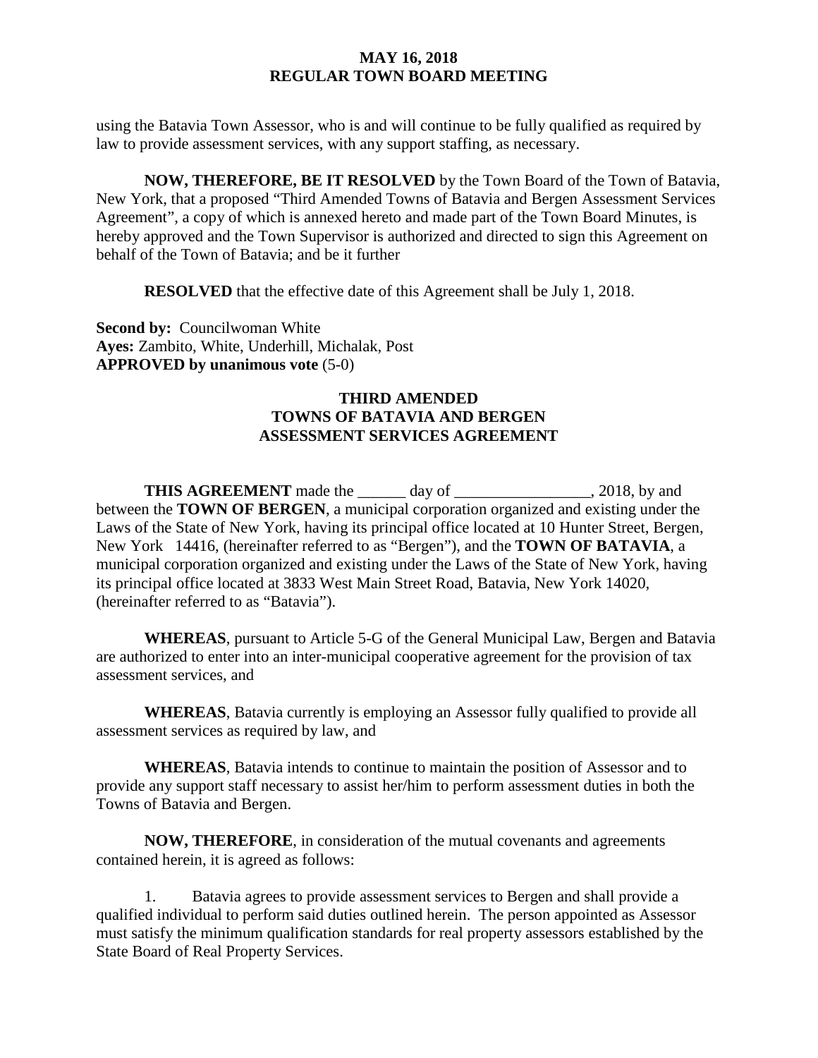using the Batavia Town Assessor, who is and will continue to be fully qualified as required by law to provide assessment services, with any support staffing, as necessary.

**NOW, THEREFORE, BE IT RESOLVED** by the Town Board of the Town of Batavia, New York, that a proposed "Third Amended Towns of Batavia and Bergen Assessment Services Agreement", a copy of which is annexed hereto and made part of the Town Board Minutes, is hereby approved and the Town Supervisor is authorized and directed to sign this Agreement on behalf of the Town of Batavia; and be it further

**RESOLVED** that the effective date of this Agreement shall be July 1, 2018.

**Second by:** Councilwoman White
**Ayes:** Zambito, White, Underhill, Michalak, Post
**APPROVED by unanimous vote** (5-0)

## THIRD AMENDED
## TOWNS OF BATAVIA AND BERGEN
## ASSESSMENT SERVICES AGREEMENT

**THIS AGREEMENT** made the ______ day of _________________, 2018, by and between the **TOWN OF BERGEN**, a municipal corporation organized and existing under the Laws of the State of New York, having its principal office located at 10 Hunter Street, Bergen, New York 14416, (hereinafter referred to as "Bergen"), and the **TOWN OF BATAVIA**, a municipal corporation organized and existing under the Laws of the State of New York, having its principal office located at 3833 West Main Street Road, Batavia, New York 14020, (hereinafter referred to as "Batavia").

**WHEREAS**, pursuant to Article 5-G of the General Municipal Law, Bergen and Batavia are authorized to enter into an inter-municipal cooperative agreement for the provision of tax assessment services, and

**WHEREAS**, Batavia currently is employing an Assessor fully qualified to provide all assessment services as required by law, and

**WHEREAS**, Batavia intends to continue to maintain the position of Assessor and to provide any support staff necessary to assist her/him to perform assessment duties in both the Towns of Batavia and Bergen.

**NOW, THEREFORE**, in consideration of the mutual covenants and agreements contained herein, it is agreed as follows:

1. Batavia agrees to provide assessment services to Bergen and shall provide a qualified individual to perform said duties outlined herein. The person appointed as Assessor must satisfy the minimum qualification standards for real property assessors established by the State Board of Real Property Services.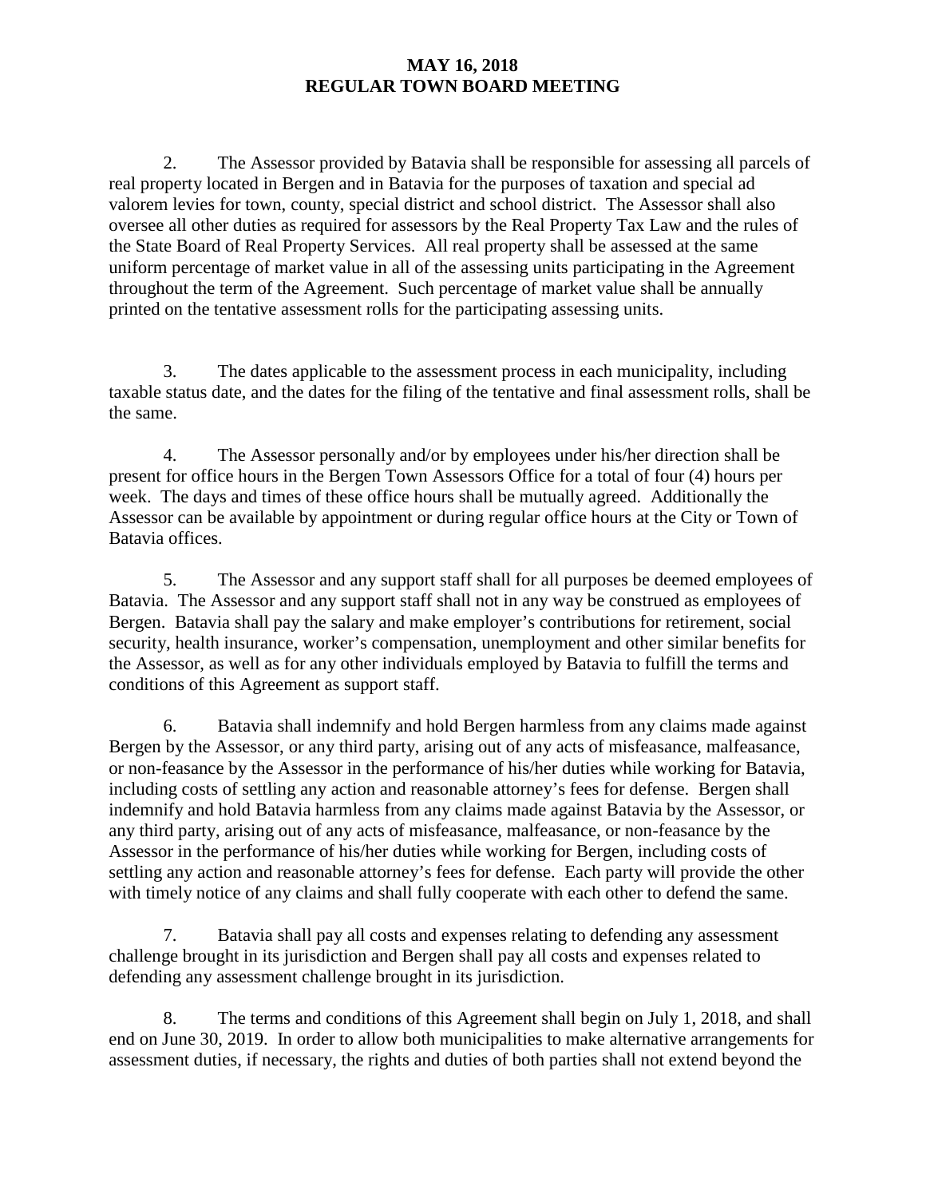**MAY 16, 2018**
**REGULAR TOWN BOARD MEETING**

2. The Assessor provided by Batavia shall be responsible for assessing all parcels of real property located in Bergen and in Batavia for the purposes of taxation and special ad valorem levies for town, county, special district and school district. The Assessor shall also oversee all other duties as required for assessors by the Real Property Tax Law and the rules of the State Board of Real Property Services. All real property shall be assessed at the same uniform percentage of market value in all of the assessing units participating in the Agreement throughout the term of the Agreement. Such percentage of market value shall be annually printed on the tentative assessment rolls for the participating assessing units.

3. The dates applicable to the assessment process in each municipality, including taxable status date, and the dates for the filing of the tentative and final assessment rolls, shall be the same.

4. The Assessor personally and/or by employees under his/her direction shall be present for office hours in the Bergen Town Assessors Office for a total of four (4) hours per week. The days and times of these office hours shall be mutually agreed. Additionally the Assessor can be available by appointment or during regular office hours at the City or Town of Batavia offices.

5. The Assessor and any support staff shall for all purposes be deemed employees of Batavia. The Assessor and any support staff shall not in any way be construed as employees of Bergen. Batavia shall pay the salary and make employer's contributions for retirement, social security, health insurance, worker's compensation, unemployment and other similar benefits for the Assessor, as well as for any other individuals employed by Batavia to fulfill the terms and conditions of this Agreement as support staff.

6. Batavia shall indemnify and hold Bergen harmless from any claims made against Bergen by the Assessor, or any third party, arising out of any acts of misfeasance, malfeasance, or non-feasance by the Assessor in the performance of his/her duties while working for Batavia, including costs of settling any action and reasonable attorney's fees for defense. Bergen shall indemnify and hold Batavia harmless from any claims made against Batavia by the Assessor, or any third party, arising out of any acts of misfeasance, malfeasance, or non-feasance by the Assessor in the performance of his/her duties while working for Bergen, including costs of settling any action and reasonable attorney's fees for defense. Each party will provide the other with timely notice of any claims and shall fully cooperate with each other to defend the same.

7. Batavia shall pay all costs and expenses relating to defending any assessment challenge brought in its jurisdiction and Bergen shall pay all costs and expenses related to defending any assessment challenge brought in its jurisdiction.

8. The terms and conditions of this Agreement shall begin on July 1, 2018, and shall end on June 30, 2019. In order to allow both municipalities to make alternative arrangements for assessment duties, if necessary, the rights and duties of both parties shall not extend beyond the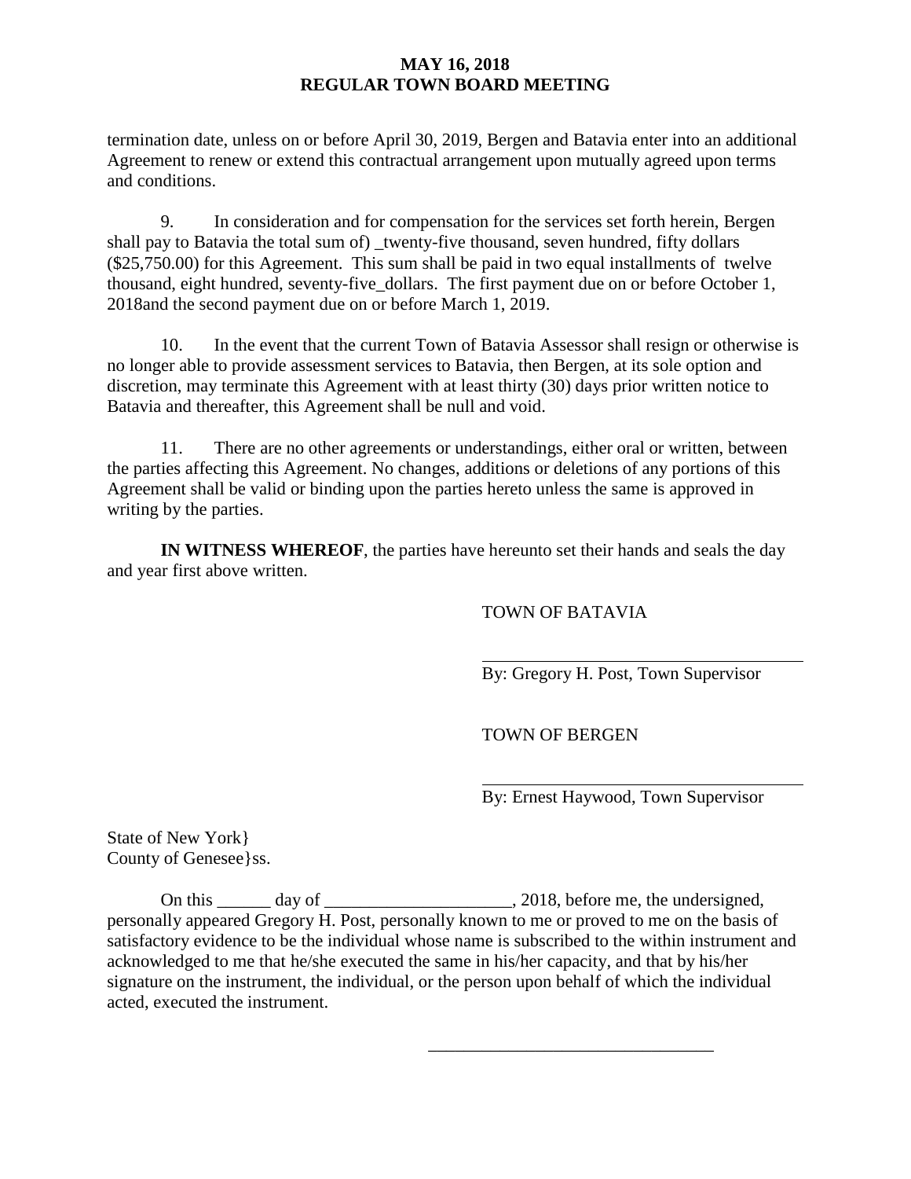termination date, unless on or before April 30, 2019, Bergen and Batavia enter into an additional Agreement to renew or extend this contractual arrangement upon mutually agreed upon terms and conditions.

9. In consideration and for compensation for the services set forth herein, Bergen shall pay to Batavia the total sum of) _twenty-five thousand, seven hundred, fifty dollars ($25,750.00) for this Agreement. This sum shall be paid in two equal installments of twelve thousand, eight hundred, seventy-five_dollars. The first payment due on or before October 1, 2018and the second payment due on or before March 1, 2019.

10. In the event that the current Town of Batavia Assessor shall resign or otherwise is no longer able to provide assessment services to Batavia, then Bergen, at its sole option and discretion, may terminate this Agreement with at least thirty (30) days prior written notice to Batavia and thereafter, this Agreement shall be null and void.

11. There are no other agreements or understandings, either oral or written, between the parties affecting this Agreement. No changes, additions or deletions of any portions of this Agreement shall be valid or binding upon the parties hereto unless the same is approved in writing by the parties.

**IN WITNESS WHEREOF**, the parties have hereunto set their hands and seals the day and year first above written.

TOWN OF BATAVIA

_____________________________________
By: Gregory H. Post, Town Supervisor

TOWN OF BERGEN

_____________________________________
By: Ernest Haywood, Town Supervisor

State of New York}
County of Genesee}ss.

On this ______ day of _____________________, 2018, before me, the undersigned, personally appeared Gregory H. Post, personally known to me or proved to me on the basis of satisfactory evidence to be the individual whose name is subscribed to the within instrument and acknowledged to me that he/she executed the same in his/her capacity, and that by his/her signature on the instrument, the individual, or the person upon behalf of which the individual acted, executed the instrument.

________________________________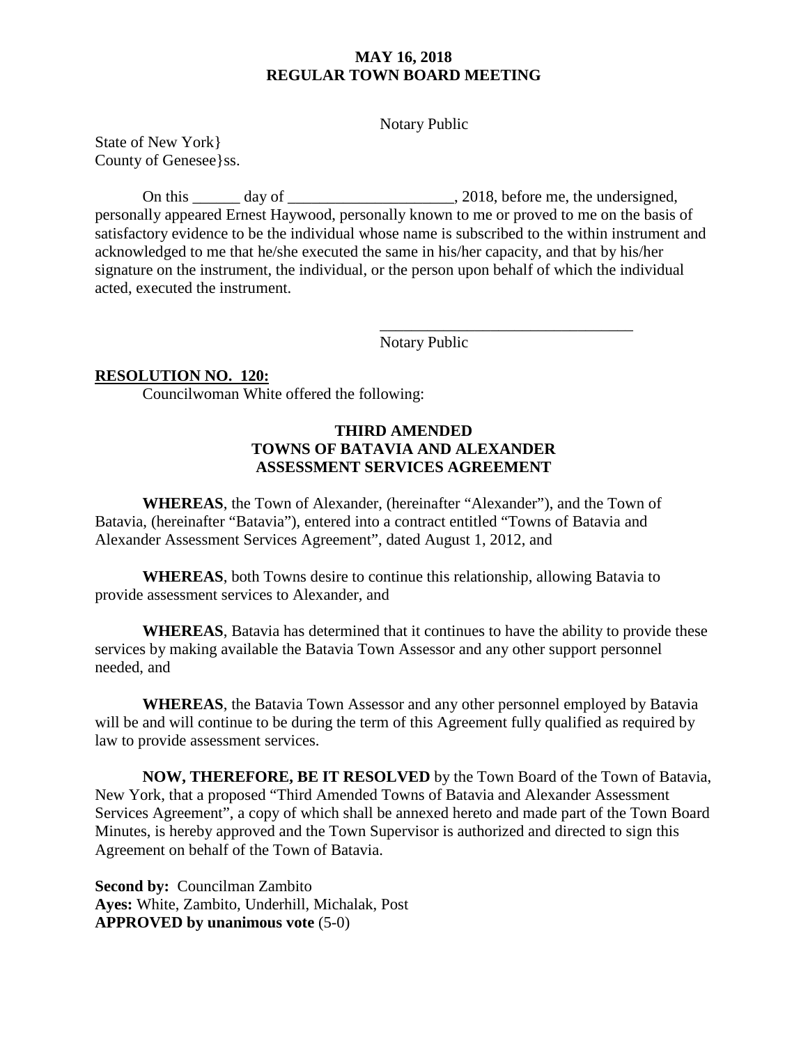Notary Public

State of New York}
County of Genesee}ss.

On this ______ day of _____________________, 2018, before me, the undersigned, personally appeared Ernest Haywood, personally known to me or proved to me on the basis of satisfactory evidence to be the individual whose name is subscribed to the within instrument and acknowledged to me that he/she executed the same in his/her capacity, and that by his/her signature on the instrument, the individual, or the person upon behalf of which the individual acted, executed the instrument.

________________________________
Notary Public

**RESOLUTION NO. 120:**

Councilwoman White offered the following:

**THIRD AMENDED**
**TOWNS OF BATAVIA AND ALEXANDER**
**ASSESSMENT SERVICES AGREEMENT**

**WHEREAS**, the Town of Alexander, (hereinafter "Alexander"), and the Town of Batavia, (hereinafter "Batavia"), entered into a contract entitled "Towns of Batavia and Alexander Assessment Services Agreement", dated August 1, 2012, and

**WHEREAS**, both Towns desire to continue this relationship, allowing Batavia to provide assessment services to Alexander, and

**WHEREAS**, Batavia has determined that it continues to have the ability to provide these services by making available the Batavia Town Assessor and any other support personnel needed, and

**WHEREAS**, the Batavia Town Assessor and any other personnel employed by Batavia will be and will continue to be during the term of this Agreement fully qualified as required by law to provide assessment services.

**NOW, THEREFORE, BE IT RESOLVED** by the Town Board of the Town of Batavia, New York, that a proposed "Third Amended Towns of Batavia and Alexander Assessment Services Agreement", a copy of which shall be annexed hereto and made part of the Town Board Minutes, is hereby approved and the Town Supervisor is authorized and directed to sign this Agreement on behalf of the Town of Batavia.

**Second by:** Councilman Zambito
**Ayes:** White, Zambito, Underhill, Michalak, Post
**APPROVED by unanimous vote** (5-0)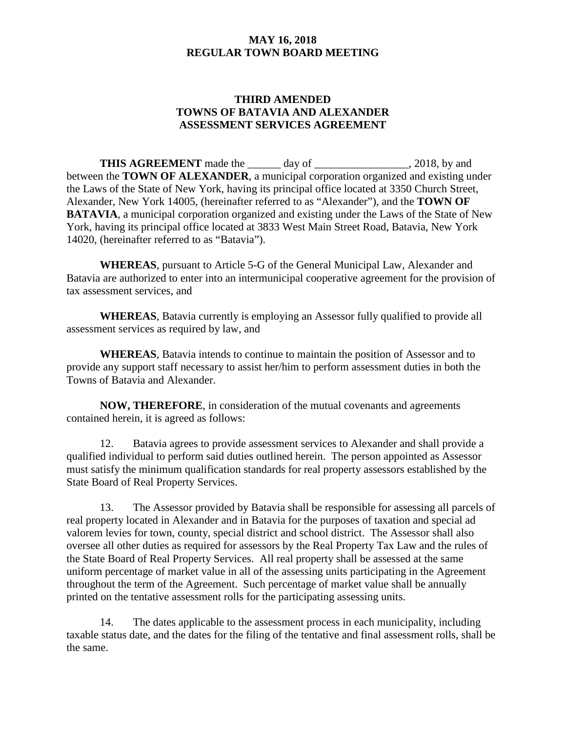**MAY 16, 2018**
**REGULAR TOWN BOARD MEETING**

## THIRD AMENDED TOWNS OF BATAVIA AND ALEXANDER ASSESSMENT SERVICES AGREEMENT

**THIS AGREEMENT** made the ______ day of _________________, 2018, by and between the **TOWN OF ALEXANDER**, a municipal corporation organized and existing under the Laws of the State of New York, having its principal office located at 3350 Church Street, Alexander, New York 14005, (hereinafter referred to as "Alexander"), and the **TOWN OF BATAVIA**, a municipal corporation organized and existing under the Laws of the State of New York, having its principal office located at 3833 West Main Street Road, Batavia, New York 14020, (hereinafter referred to as "Batavia").

**WHEREAS**, pursuant to Article 5-G of the General Municipal Law, Alexander and Batavia are authorized to enter into an intermunicipal cooperative agreement for the provision of tax assessment services, and

**WHEREAS**, Batavia currently is employing an Assessor fully qualified to provide all assessment services as required by law, and

**WHEREAS**, Batavia intends to continue to maintain the position of Assessor and to provide any support staff necessary to assist her/him to perform assessment duties in both the Towns of Batavia and Alexander.

**NOW, THEREFORE**, in consideration of the mutual covenants and agreements contained herein, it is agreed as follows:

12. Batavia agrees to provide assessment services to Alexander and shall provide a qualified individual to perform said duties outlined herein. The person appointed as Assessor must satisfy the minimum qualification standards for real property assessors established by the State Board of Real Property Services.

13. The Assessor provided by Batavia shall be responsible for assessing all parcels of real property located in Alexander and in Batavia for the purposes of taxation and special ad valorem levies for town, county, special district and school district. The Assessor shall also oversee all other duties as required for assessors by the Real Property Tax Law and the rules of the State Board of Real Property Services. All real property shall be assessed at the same uniform percentage of market value in all of the assessing units participating in the Agreement throughout the term of the Agreement. Such percentage of market value shall be annually printed on the tentative assessment rolls for the participating assessing units.

14. The dates applicable to the assessment process in each municipality, including taxable status date, and the dates for the filing of the tentative and final assessment rolls, shall be the same.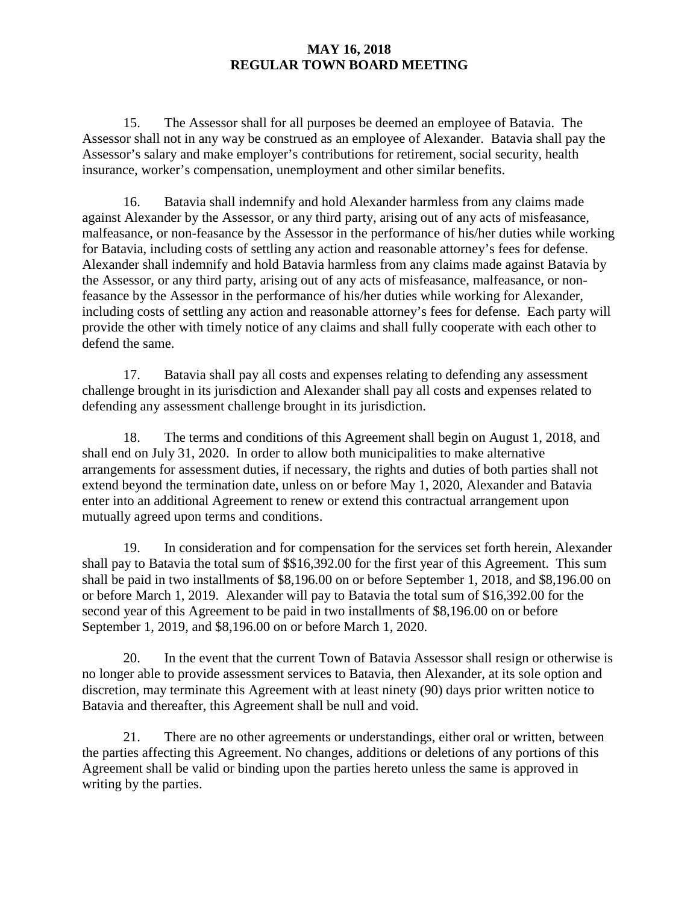15. The Assessor shall for all purposes be deemed an employee of Batavia. The Assessor shall not in any way be construed as an employee of Alexander. Batavia shall pay the Assessor's salary and make employer's contributions for retirement, social security, health insurance, worker's compensation, unemployment and other similar benefits.

16. Batavia shall indemnify and hold Alexander harmless from any claims made against Alexander by the Assessor, or any third party, arising out of any acts of misfeasance, malfeasance, or non-feasance by the Assessor in the performance of his/her duties while working for Batavia, including costs of settling any action and reasonable attorney's fees for defense. Alexander shall indemnify and hold Batavia harmless from any claims made against Batavia by the Assessor, or any third party, arising out of any acts of misfeasance, malfeasance, or non-feasance by the Assessor in the performance of his/her duties while working for Alexander, including costs of settling any action and reasonable attorney's fees for defense. Each party will provide the other with timely notice of any claims and shall fully cooperate with each other to defend the same.

17. Batavia shall pay all costs and expenses relating to defending any assessment challenge brought in its jurisdiction and Alexander shall pay all costs and expenses related to defending any assessment challenge brought in its jurisdiction.

18. The terms and conditions of this Agreement shall begin on August 1, 2018, and shall end on July 31, 2020. In order to allow both municipalities to make alternative arrangements for assessment duties, if necessary, the rights and duties of both parties shall not extend beyond the termination date, unless on or before May 1, 2020, Alexander and Batavia enter into an additional Agreement to renew or extend this contractual arrangement upon mutually agreed upon terms and conditions.

19. In consideration and for compensation for the services set forth herein, Alexander shall pay to Batavia the total sum of $$16,392.00 for the first year of this Agreement. This sum shall be paid in two installments of $8,196.00 on or before September 1, 2018, and $8,196.00 on or before March 1, 2019. Alexander will pay to Batavia the total sum of $16,392.00 for the second year of this Agreement to be paid in two installments of $8,196.00 on or before September 1, 2019, and $8,196.00 on or before March 1, 2020.

20. In the event that the current Town of Batavia Assessor shall resign or otherwise is no longer able to provide assessment services to Batavia, then Alexander, at its sole option and discretion, may terminate this Agreement with at least ninety (90) days prior written notice to Batavia and thereafter, this Agreement shall be null and void.

21. There are no other agreements or understandings, either oral or written, between the parties affecting this Agreement. No changes, additions or deletions of any portions of this Agreement shall be valid or binding upon the parties hereto unless the same is approved in writing by the parties.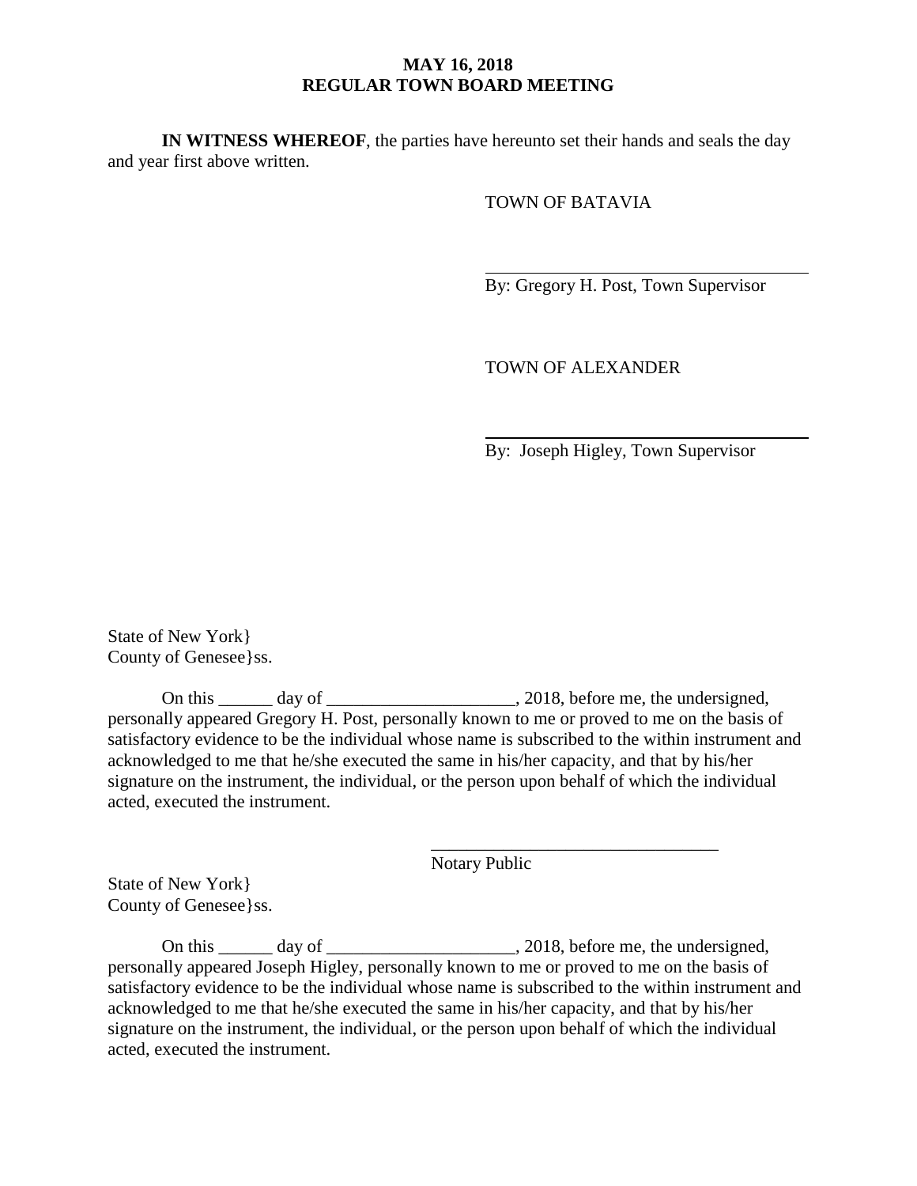**IN WITNESS WHEREOF**, the parties have hereunto set their hands and seals the day and year first above written.

TOWN OF BATAVIA

\_\_\_\_\_\_\_\_\_\_\_\_\_\_\_\_\_\_\_\_\_\_\_\_\_\_\_\_\_\_\_\_

By: Gregory H. Post, Town Supervisor

TOWN OF ALEXANDER

\_\_\_\_\_\_\_\_\_\_\_\_\_\_\_\_\_\_\_\_\_\_\_\_\_\_\_\_\_\_\_\_

By: Joseph Higley, Town Supervisor

State of New York}
County of Genesee}ss.

On this ______ day of _____________________, 2018, before me, the undersigned, personally appeared Gregory H. Post, personally known to me or proved to me on the basis of satisfactory evidence to be the individual whose name is subscribed to the within instrument and acknowledged to me that he/she executed the same in his/her capacity, and that by his/her signature on the instrument, the individual, or the person upon behalf of which the individual acted, executed the instrument.

________________________________
Notary Public

State of New York}
County of Genesee}ss.

On this ______ day of _____________________, 2018, before me, the undersigned, personally appeared Joseph Higley, personally known to me or proved to me on the basis of satisfactory evidence to be the individual whose name is subscribed to the within instrument and acknowledged to me that he/she executed the same in his/her capacity, and that by his/her signature on the instrument, the individual, or the person upon behalf of which the individual acted, executed the instrument.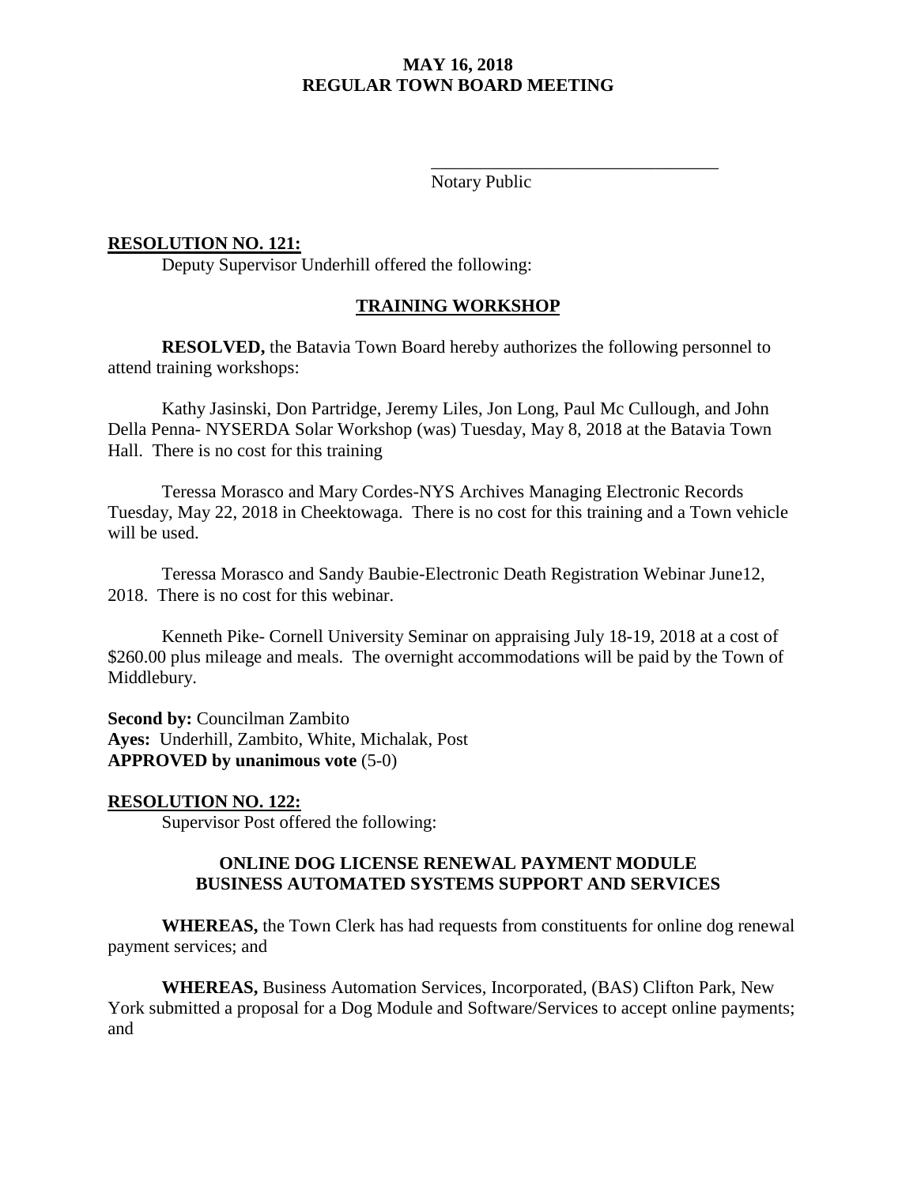\_\_\_\_\_\_\_\_\_\_\_\_\_\_\_\_\_\_\_\_\_\_\_\_\_\_\_\_\_\_\_\_

Notary Public

**RESOLUTION NO. 121:**

Deputy Supervisor Underhill offered the following:

**TRAINING WORKSHOP**

**RESOLVED,** the Batavia Town Board hereby authorizes the following personnel to attend training workshops:

Kathy Jasinski, Don Partridge, Jeremy Liles, Jon Long, Paul Mc Cullough, and John Della Penna- NYSERDA Solar Workshop (was) Tuesday, May 8, 2018 at the Batavia Town Hall. There is no cost for this training

Teressa Morasco and Mary Cordes-NYS Archives Managing Electronic Records Tuesday, May 22, 2018 in Cheektowaga. There is no cost for this training and a Town vehicle will be used.

Teressa Morasco and Sandy Baubie-Electronic Death Registration Webinar June12, 2018. There is no cost for this webinar.

Kenneth Pike- Cornell University Seminar on appraising July 18-19, 2018 at a cost of $260.00 plus mileage and meals. The overnight accommodations will be paid by the Town of Middlebury.

**Second by:** Councilman Zambito
**Ayes:** Underhill, Zambito, White, Michalak, Post
**APPROVED by unanimous vote** (5-0)

**RESOLUTION NO. 122:**

Supervisor Post offered the following:

**ONLINE DOG LICENSE RENEWAL PAYMENT MODULE
BUSINESS AUTOMATED SYSTEMS SUPPORT AND SERVICES**

**WHEREAS,** the Town Clerk has had requests from constituents for online dog renewal payment services; and

**WHEREAS,** Business Automation Services, Incorporated, (BAS) Clifton Park, New York submitted a proposal for a Dog Module and Software/Services to accept online payments; and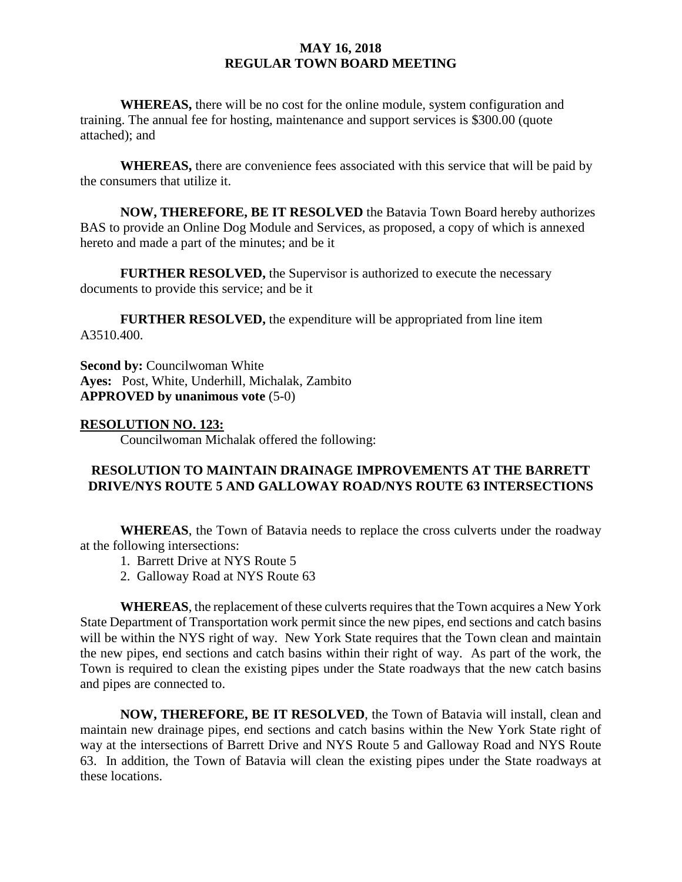**WHEREAS,** there will be no cost for the online module, system configuration and training. The annual fee for hosting, maintenance and support services is $300.00 (quote attached); and

**WHEREAS,** there are convenience fees associated with this service that will be paid by the consumers that utilize it.

**NOW, THEREFORE, BE IT RESOLVED** the Batavia Town Board hereby authorizes BAS to provide an Online Dog Module and Services, as proposed, a copy of which is annexed hereto and made a part of the minutes; and be it

**FURTHER RESOLVED,** the Supervisor is authorized to execute the necessary documents to provide this service; and be it

**FURTHER RESOLVED,** the expenditure will be appropriated from line item A3510.400.

**Second by:** Councilwoman White
**Ayes:** Post, White, Underhill, Michalak, Zambito
**APPROVED by unanimous vote** (5-0)

**RESOLUTION NO. 123:**

Councilwoman Michalak offered the following:

**RESOLUTION TO MAINTAIN DRAINAGE IMPROVEMENTS AT THE BARRETT DRIVE/NYS ROUTE 5 AND GALLOWAY ROAD/NYS ROUTE 63 INTERSECTIONS**

**WHEREAS**, the Town of Batavia needs to replace the cross culverts under the roadway at the following intersections:

1. Barrett Drive at NYS Route 5
2. Galloway Road at NYS Route 63

**WHEREAS**, the replacement of these culverts requires that the Town acquires a New York State Department of Transportation work permit since the new pipes, end sections and catch basins will be within the NYS right of way. New York State requires that the Town clean and maintain the new pipes, end sections and catch basins within their right of way. As part of the work, the Town is required to clean the existing pipes under the State roadways that the new catch basins and pipes are connected to.

**NOW, THEREFORE, BE IT RESOLVED**, the Town of Batavia will install, clean and maintain new drainage pipes, end sections and catch basins within the New York State right of way at the intersections of Barrett Drive and NYS Route 5 and Galloway Road and NYS Route 63. In addition, the Town of Batavia will clean the existing pipes under the State roadways at these locations.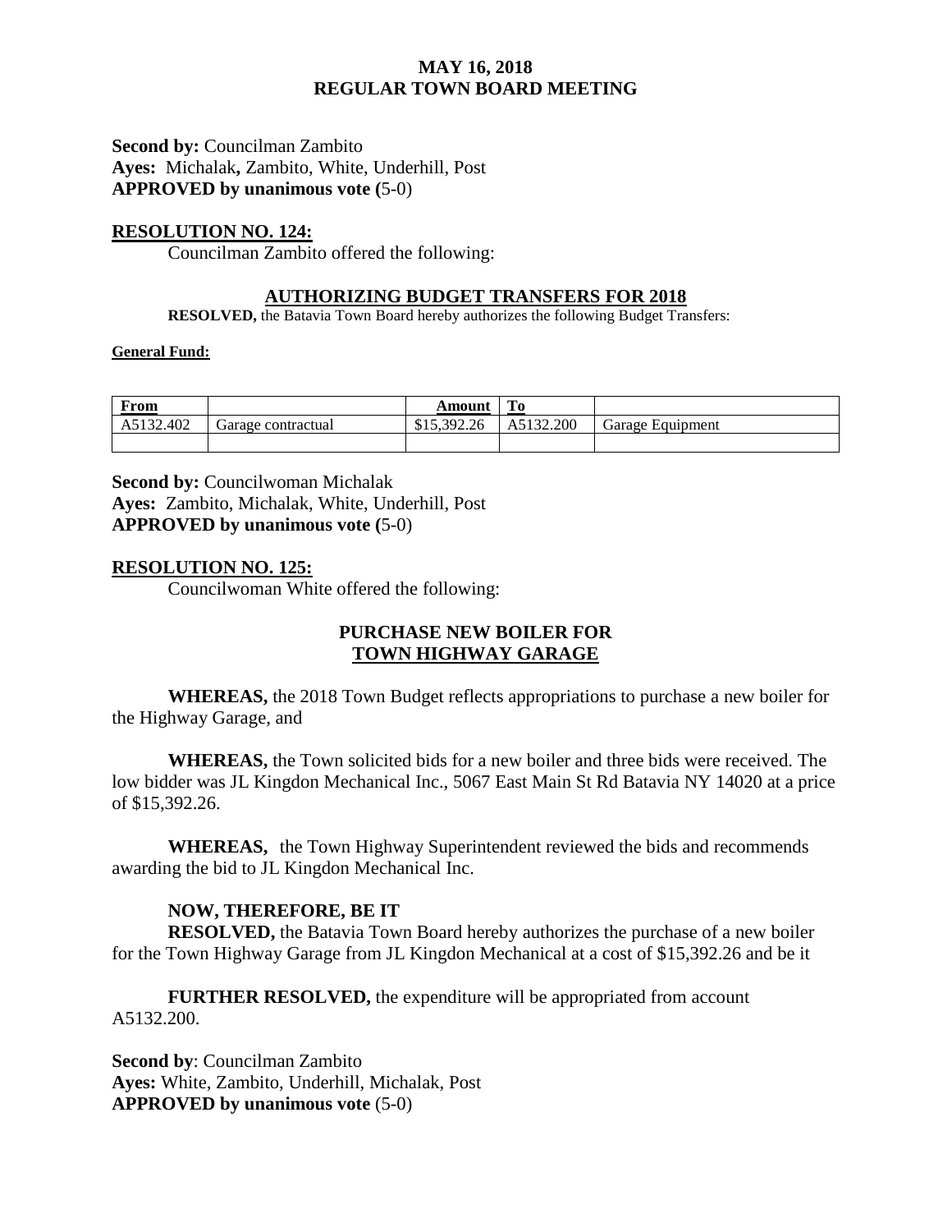**Second by:** Councilman Zambito
**Ayes:** Michalak**,** Zambito, White, Underhill, Post
**APPROVED by unanimous vote (**5-0)

## RESOLUTION NO. 124:

Councilman Zambito offered the following:

### AUTHORIZING BUDGET TRANSFERS FOR 2018

**RESOLVED,** the Batavia Town Board hereby authorizes the following Budget Transfers:

**General Fund:**

| From | | Amount | To | |
|---|---|---|---|---|
| A5132.402 | Garage contractual | $15,392.26 | A5132.200 | Garage Equipment |
| | | | | |

**Second by:** Councilwoman Michalak
**Ayes:** Zambito, Michalak, White, Underhill, Post
**APPROVED by unanimous vote (**5-0)

## RESOLUTION NO. 125:

Councilwoman White offered the following:

### PURCHASE NEW BOILER FOR TOWN HIGHWAY GARAGE

**WHEREAS,** the 2018 Town Budget reflects appropriations to purchase a new boiler for the Highway Garage, and

**WHEREAS,** the Town solicited bids for a new boiler and three bids were received. The low bidder was JL Kingdon Mechanical Inc., 5067 East Main St Rd Batavia NY 14020 at a price of $15,392.26.

**WHEREAS,** the Town Highway Superintendent reviewed the bids and recommends awarding the bid to JL Kingdon Mechanical Inc.

**NOW, THEREFORE, BE IT**
**RESOLVED,** the Batavia Town Board hereby authorizes the purchase of a new boiler for the Town Highway Garage from JL Kingdon Mechanical at a cost of $15,392.26 and be it

**FURTHER RESOLVED,** the expenditure will be appropriated from account A5132.200.

**Second by**: Councilman Zambito
**Ayes:** White, Zambito, Underhill, Michalak, Post
**APPROVED by unanimous vote** (5-0)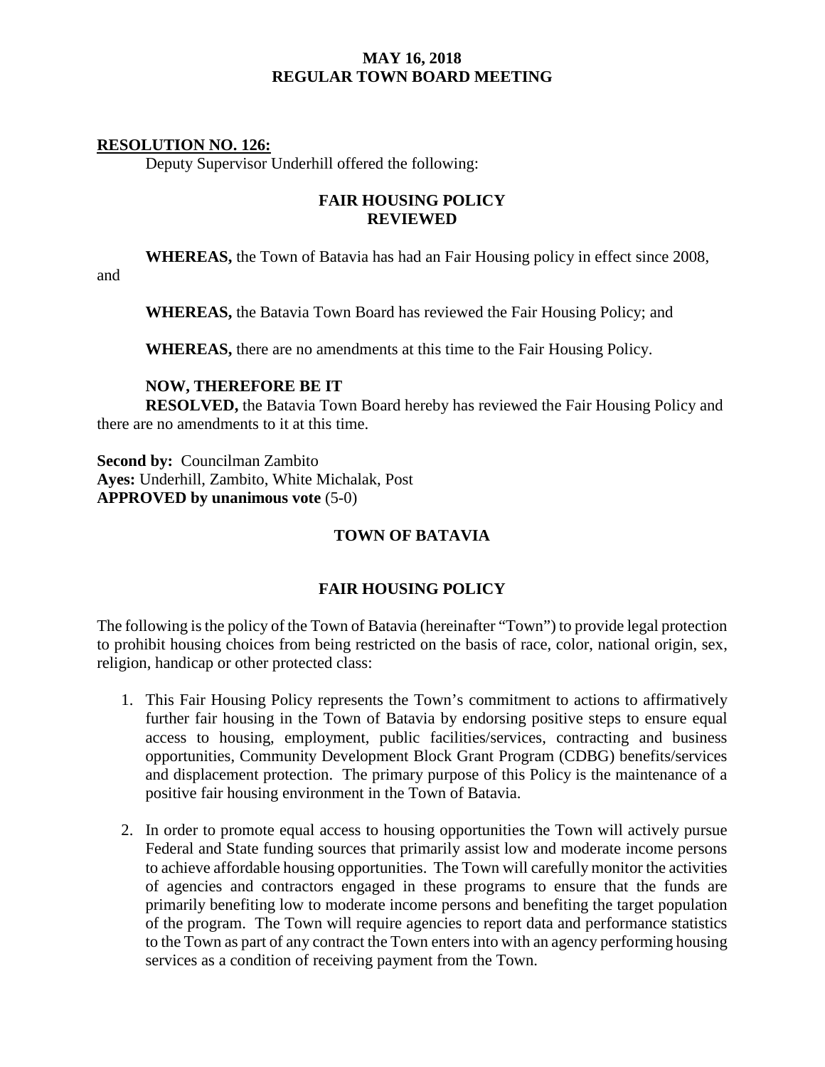**MAY 16, 2018**
**REGULAR TOWN BOARD MEETING**

**RESOLUTION NO. 126:**

Deputy Supervisor Underhill offered the following:

**FAIR HOUSING POLICY**
**REVIEWED**

**WHEREAS,** the Town of Batavia has had an Fair Housing policy in effect since 2008, and

**WHEREAS,** the Batavia Town Board has reviewed the Fair Housing Policy; and

**WHEREAS,** there are no amendments at this time to the Fair Housing Policy.

**NOW, THEREFORE BE IT**
**RESOLVED,** the Batavia Town Board hereby has reviewed the Fair Housing Policy and there are no amendments to it at this time.

**Second by:** Councilman Zambito
**Ayes:** Underhill, Zambito, White Michalak, Post
**APPROVED by unanimous vote** (5-0)

## TOWN OF BATAVIA

## FAIR HOUSING POLICY

The following is the policy of the Town of Batavia (hereinafter "Town") to provide legal protection to prohibit housing choices from being restricted on the basis of race, color, national origin, sex, religion, handicap or other protected class:

1. This Fair Housing Policy represents the Town's commitment to actions to affirmatively further fair housing in the Town of Batavia by endorsing positive steps to ensure equal access to housing, employment, public facilities/services, contracting and business opportunities, Community Development Block Grant Program (CDBG) benefits/services and displacement protection. The primary purpose of this Policy is the maintenance of a positive fair housing environment in the Town of Batavia.

2. In order to promote equal access to housing opportunities the Town will actively pursue Federal and State funding sources that primarily assist low and moderate income persons to achieve affordable housing opportunities. The Town will carefully monitor the activities of agencies and contractors engaged in these programs to ensure that the funds are primarily benefiting low to moderate income persons and benefiting the target population of the program. The Town will require agencies to report data and performance statistics to the Town as part of any contract the Town enters into with an agency performing housing services as a condition of receiving payment from the Town.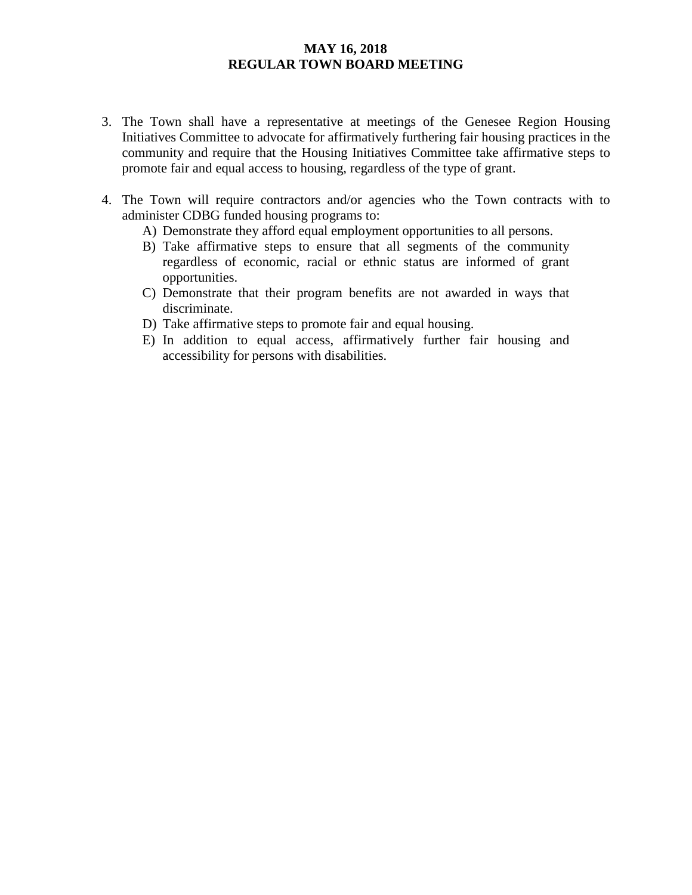3. The Town shall have a representative at meetings of the Genesee Region Housing Initiatives Committee to advocate for affirmatively furthering fair housing practices in the community and require that the Housing Initiatives Committee take affirmative steps to promote fair and equal access to housing, regardless of the type of grant.

4. The Town will require contractors and/or agencies who the Town contracts with to administer CDBG funded housing programs to:
   A) Demonstrate they afford equal employment opportunities to all persons.
   B) Take affirmative steps to ensure that all segments of the community regardless of economic, racial or ethnic status are informed of grant opportunities.
   C) Demonstrate that their program benefits are not awarded in ways that discriminate.
   D) Take affirmative steps to promote fair and equal housing.
   E) In addition to equal access, affirmatively further fair housing and accessibility for persons with disabilities.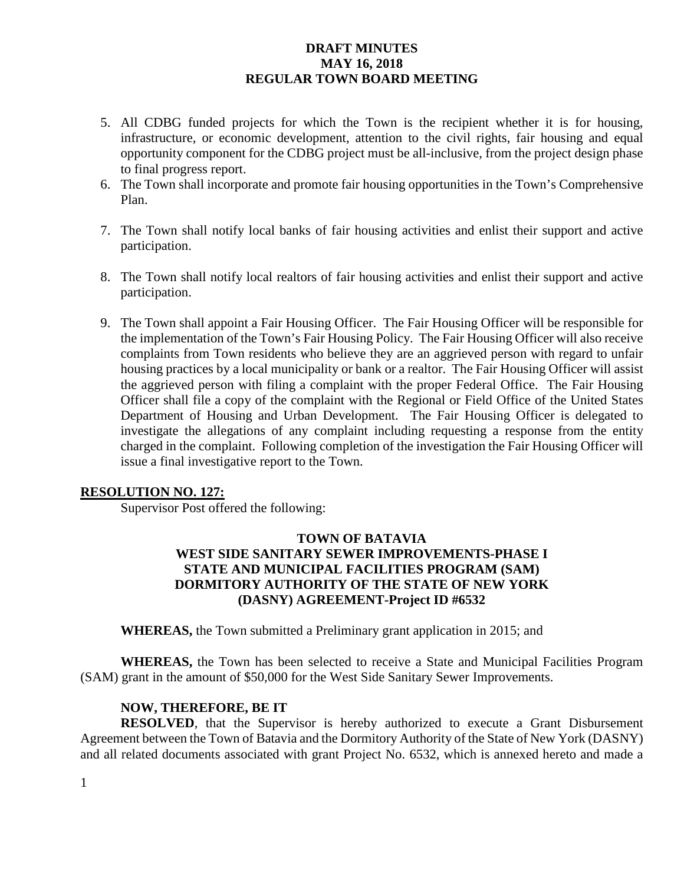5. All CDBG funded projects for which the Town is the recipient whether it is for housing, infrastructure, or economic development, attention to the civil rights, fair housing and equal opportunity component for the CDBG project must be all-inclusive, from the project design phase to final progress report.
6. The Town shall incorporate and promote fair housing opportunities in the Town's Comprehensive Plan.
7. The Town shall notify local banks of fair housing activities and enlist their support and active participation.
8. The Town shall notify local realtors of fair housing activities and enlist their support and active participation.
9. The Town shall appoint a Fair Housing Officer. The Fair Housing Officer will be responsible for the implementation of the Town's Fair Housing Policy. The Fair Housing Officer will also receive complaints from Town residents who believe they are an aggrieved person with regard to unfair housing practices by a local municipality or bank or a realtor. The Fair Housing Officer will assist the aggrieved person with filing a complaint with the proper Federal Office. The Fair Housing Officer shall file a copy of the complaint with the Regional or Field Office of the United States Department of Housing and Urban Development. The Fair Housing Officer is delegated to investigate the allegations of any complaint including requesting a response from the entity charged in the complaint. Following completion of the investigation the Fair Housing Officer will issue a final investigative report to the Town.

## RESOLUTION NO. 127:

Supervisor Post offered the following:

**TOWN OF BATAVIA**
**WEST SIDE SANITARY SEWER IMPROVEMENTS-PHASE I**
**STATE AND MUNICIPAL FACILITIES PROGRAM (SAM)**
**DORMITORY AUTHORITY OF THE STATE OF NEW YORK**
**(DASNY) AGREEMENT-Project ID #6532**

**WHEREAS,** the Town submitted a Preliminary grant application in 2015; and

**WHEREAS,** the Town has been selected to receive a State and Municipal Facilities Program (SAM) grant in the amount of $50,000 for the West Side Sanitary Sewer Improvements.

**NOW, THEREFORE, BE IT**

**RESOLVED**, that the Supervisor is hereby authorized to execute a Grant Disbursement Agreement between the Town of Batavia and the Dormitory Authority of the State of New York (DASNY) and all related documents associated with grant Project No. 6532, which is annexed hereto and made a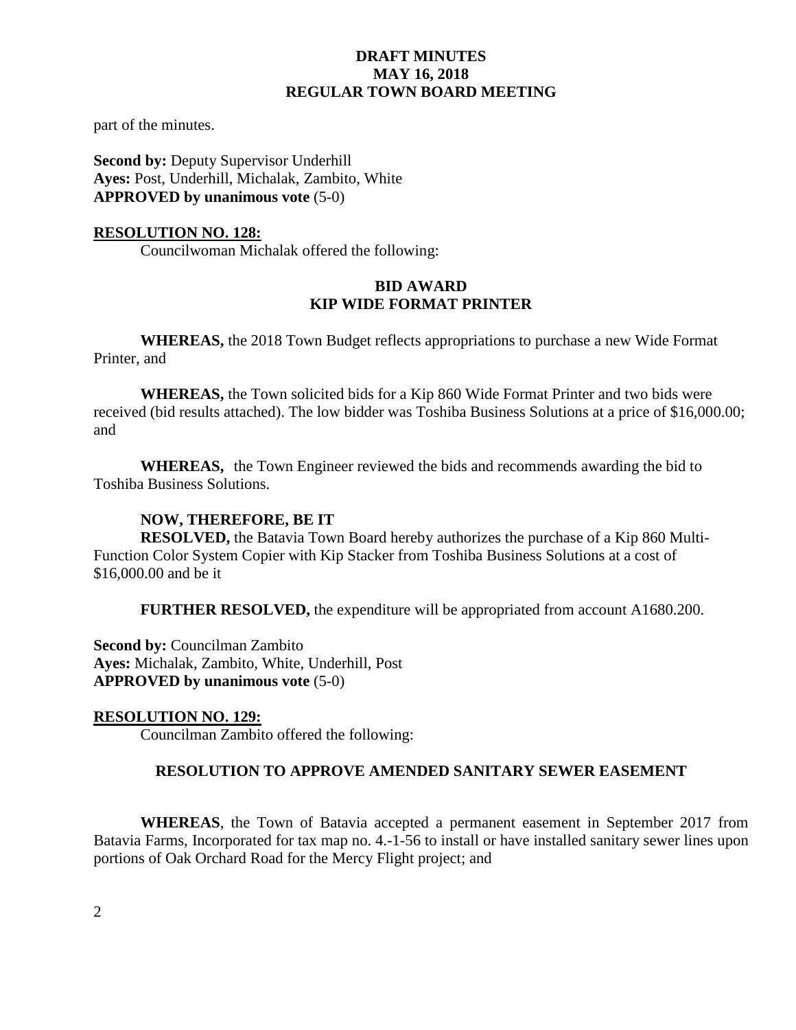part of the minutes.

**Second by:** Deputy Supervisor Underhill
**Ayes:** Post, Underhill, Michalak, Zambito, White
**APPROVED by unanimous vote** (5-0)

**RESOLUTION NO. 128:**

Councilwoman Michalak offered the following:

**BID AWARD**
**KIP WIDE FORMAT PRINTER**

**WHEREAS,** the 2018 Town Budget reflects appropriations to purchase a new Wide Format Printer, and

**WHEREAS,** the Town solicited bids for a Kip 860 Wide Format Printer and two bids were received (bid results attached). The low bidder was Toshiba Business Solutions at a price of $16,000.00; and

**WHEREAS,** the Town Engineer reviewed the bids and recommends awarding the bid to Toshiba Business Solutions.

**NOW, THEREFORE, BE IT**

**RESOLVED,** the Batavia Town Board hereby authorizes the purchase of a Kip 860 Multi-Function Color System Copier with Kip Stacker from Toshiba Business Solutions at a cost of $16,000.00 and be it

**FURTHER RESOLVED,** the expenditure will be appropriated from account A1680.200.

**Second by:** Councilman Zambito
**Ayes:** Michalak, Zambito, White, Underhill, Post
**APPROVED by unanimous vote** (5-0)

**RESOLUTION NO. 129:**

Councilman Zambito offered the following:

**RESOLUTION TO APPROVE AMENDED SANITARY SEWER EASEMENT**

**WHEREAS**, the Town of Batavia accepted a permanent easement in September 2017 from Batavia Farms, Incorporated for tax map no. 4.-1-56 to install or have installed sanitary sewer lines upon portions of Oak Orchard Road for the Mercy Flight project; and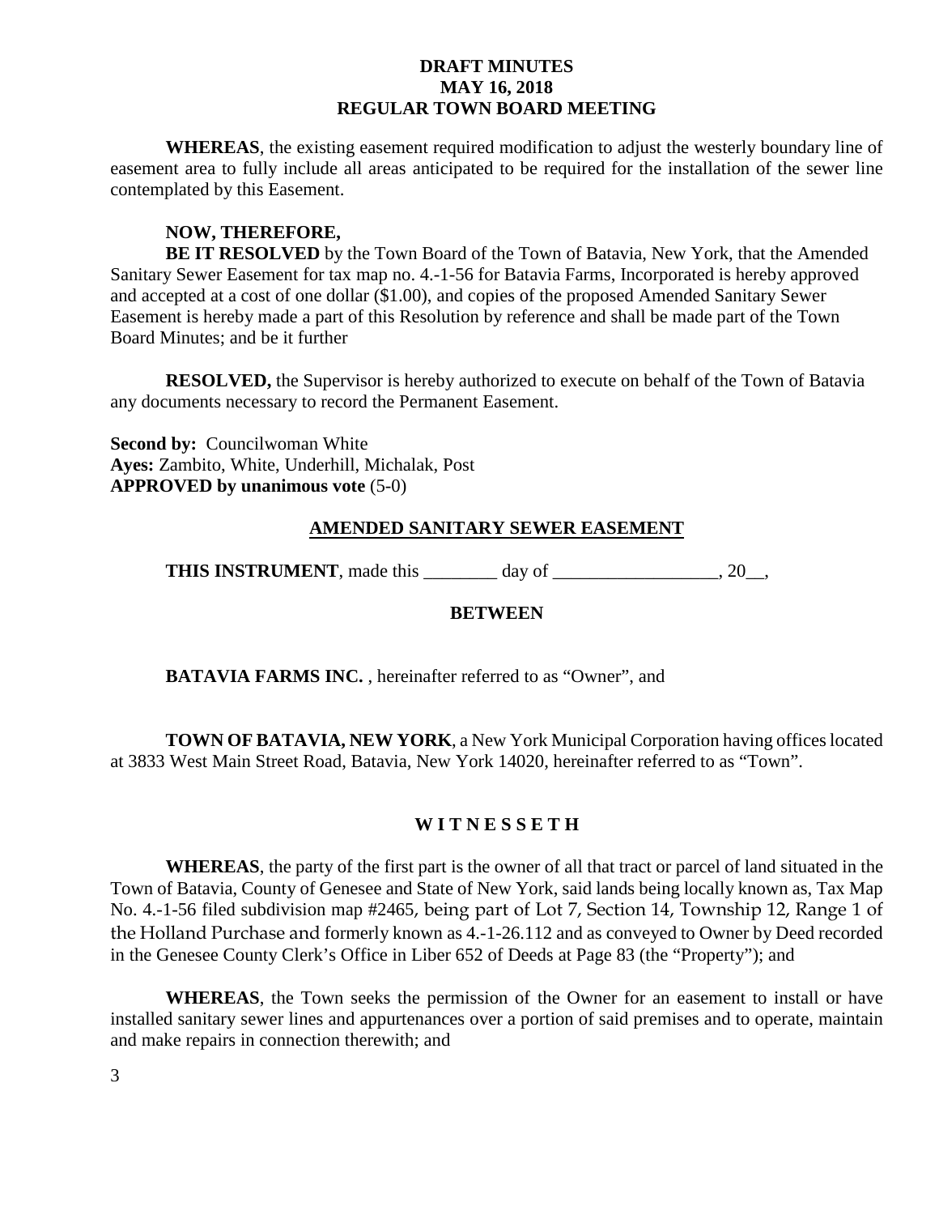**WHEREAS**, the existing easement required modification to adjust the westerly boundary line of easement area to fully include all areas anticipated to be required for the installation of the sewer line contemplated by this Easement.

**NOW, THEREFORE,**

**BE IT RESOLVED** by the Town Board of the Town of Batavia, New York, that the Amended Sanitary Sewer Easement for tax map no. 4.-1-56 for Batavia Farms, Incorporated is hereby approved and accepted at a cost of one dollar ($1.00), and copies of the proposed Amended Sanitary Sewer Easement is hereby made a part of this Resolution by reference and shall be made part of the Town Board Minutes; and be it further

**RESOLVED,** the Supervisor is hereby authorized to execute on behalf of the Town of Batavia any documents necessary to record the Permanent Easement.

**Second by:** Councilwoman White
**Ayes:** Zambito, White, Underhill, Michalak, Post
**APPROVED by unanimous vote** (5-0)

## AMENDED SANITARY SEWER EASEMENT

**THIS INSTRUMENT**, made this ________ day of __________________, 20__,

**BETWEEN**

**BATAVIA FARMS INC.** , hereinafter referred to as "Owner", and

**TOWN OF BATAVIA, NEW YORK**, a New York Municipal Corporation having offices located at 3833 West Main Street Road, Batavia, New York 14020, hereinafter referred to as "Town".

**W I T N E S S E T H**

**WHEREAS**, the party of the first part is the owner of all that tract or parcel of land situated in the Town of Batavia, County of Genesee and State of New York, said lands being locally known as, Tax Map No. 4.-1-56 filed subdivision map #2465, being part of Lot 7, Section 14, Township 12, Range 1 of the Holland Purchase and formerly known as 4.-1-26.112 and as conveyed to Owner by Deed recorded in the Genesee County Clerk's Office in Liber 652 of Deeds at Page 83 (the "Property"); and

**WHEREAS**, the Town seeks the permission of the Owner for an easement to install or have installed sanitary sewer lines and appurtenances over a portion of said premises and to operate, maintain and make repairs in connection therewith; and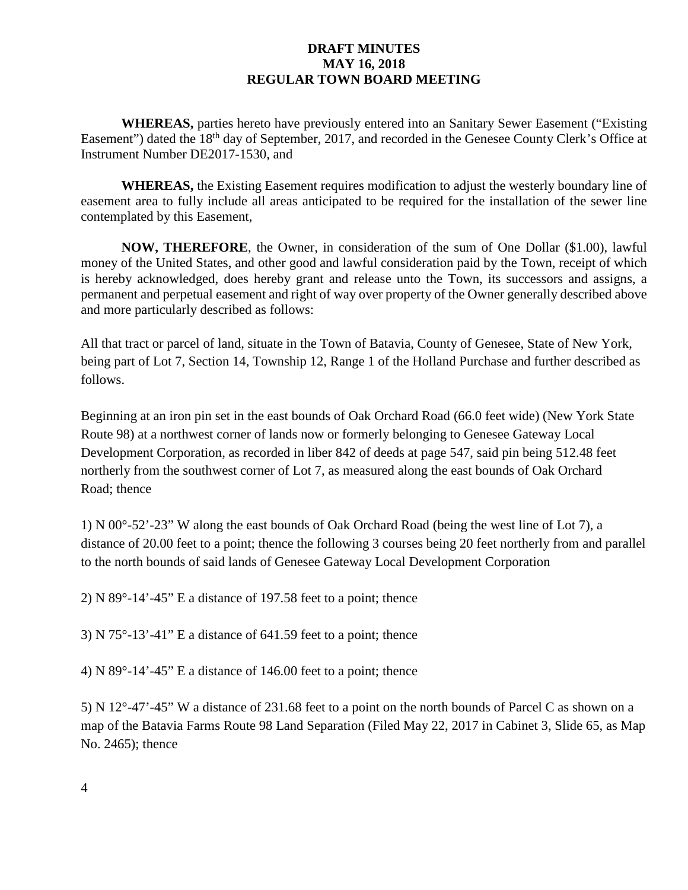**DRAFT MINUTES**
**MAY 16, 2018**
**REGULAR TOWN BOARD MEETING**

**WHEREAS,** parties hereto have previously entered into an Sanitary Sewer Easement ("Existing Easement") dated the 18th day of September, 2017, and recorded in the Genesee County Clerk's Office at Instrument Number DE2017-1530, and

**WHEREAS,** the Existing Easement requires modification to adjust the westerly boundary line of easement area to fully include all areas anticipated to be required for the installation of the sewer line contemplated by this Easement,

**NOW, THEREFORE**, the Owner, in consideration of the sum of One Dollar ($1.00), lawful money of the United States, and other good and lawful consideration paid by the Town, receipt of which is hereby acknowledged, does hereby grant and release unto the Town, its successors and assigns, a permanent and perpetual easement and right of way over property of the Owner generally described above and more particularly described as follows:

All that tract or parcel of land, situate in the Town of Batavia, County of Genesee, State of New York, being part of Lot 7, Section 14, Township 12, Range 1 of the Holland Purchase and further described as follows.

Beginning at an iron pin set in the east bounds of Oak Orchard Road (66.0 feet wide) (New York State Route 98) at a northwest corner of lands now or formerly belonging to Genesee Gateway Local Development Corporation, as recorded in liber 842 of deeds at page 547, said pin being 512.48 feet northerly from the southwest corner of Lot 7, as measured along the east bounds of Oak Orchard Road; thence

1) N 00°-52'-23" W along the east bounds of Oak Orchard Road (being the west line of Lot 7), a distance of 20.00 feet to a point; thence the following 3 courses being 20 feet northerly from and parallel to the north bounds of said lands of Genesee Gateway Local Development Corporation

2) N 89°-14'-45" E a distance of 197.58 feet to a point; thence

3) N 75°-13'-41" E a distance of 641.59 feet to a point; thence

4) N 89°-14'-45" E a distance of 146.00 feet to a point; thence

5) N 12°-47'-45" W a distance of 231.68 feet to a point on the north bounds of Parcel C as shown on a map of the Batavia Farms Route 98 Land Separation (Filed May 22, 2017 in Cabinet 3, Slide 65, as Map No. 2465); thence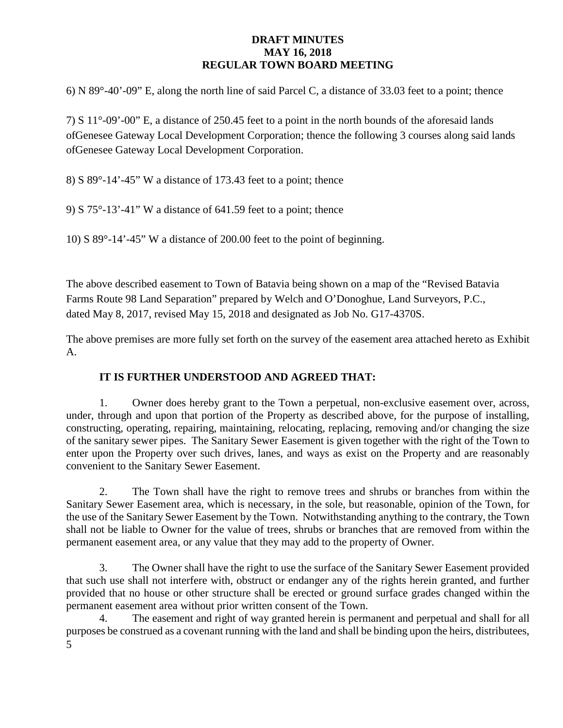6) N 89°-40’-09” E, along the north line of said Parcel C, a distance of 33.03 feet to a point; thence

7) S 11°-09’-00” E, a distance of 250.45 feet to a point in the north bounds of the aforesaid lands ofGenesee Gateway Local Development Corporation; thence the following 3 courses along said lands ofGenesee Gateway Local Development Corporation.

8) S 89°-14’-45” W a distance of 173.43 feet to a point; thence

9) S 75°-13’-41” W a distance of 641.59 feet to a point; thence

10) S 89°-14’-45” W a distance of 200.00 feet to the point of beginning.

The above described easement to Town of Batavia being shown on a map of the “Revised Batavia Farms Route 98 Land Separation” prepared by Welch and O’Donoghue, Land Surveyors, P.C., dated May 8, 2017, revised May 15, 2018 and designated as Job No. G17-4370S.

The above premises are more fully set forth on the survey of the easement area attached hereto as Exhibit A.

**IT IS FURTHER UNDERSTOOD AND AGREED THAT:**

1. Owner does hereby grant to the Town a perpetual, non-exclusive easement over, across, under, through and upon that portion of the Property as described above, for the purpose of installing, constructing, operating, repairing, maintaining, relocating, replacing, removing and/or changing the size of the sanitary sewer pipes. The Sanitary Sewer Easement is given together with the right of the Town to enter upon the Property over such drives, lanes, and ways as exist on the Property and are reasonably convenient to the Sanitary Sewer Easement.

2. The Town shall have the right to remove trees and shrubs or branches from within the Sanitary Sewer Easement area, which is necessary, in the sole, but reasonable, opinion of the Town, for the use of the Sanitary Sewer Easement by the Town. Notwithstanding anything to the contrary, the Town shall not be liable to Owner for the value of trees, shrubs or branches that are removed from within the permanent easement area, or any value that they may add to the property of Owner.

3. The Owner shall have the right to use the surface of the Sanitary Sewer Easement provided that such use shall not interfere with, obstruct or endanger any of the rights herein granted, and further provided that no house or other structure shall be erected or ground surface grades changed within the permanent easement area without prior written consent of the Town.

4. The easement and right of way granted herein is permanent and perpetual and shall for all purposes be construed as a covenant running with the land and shall be binding upon the heirs, distributees,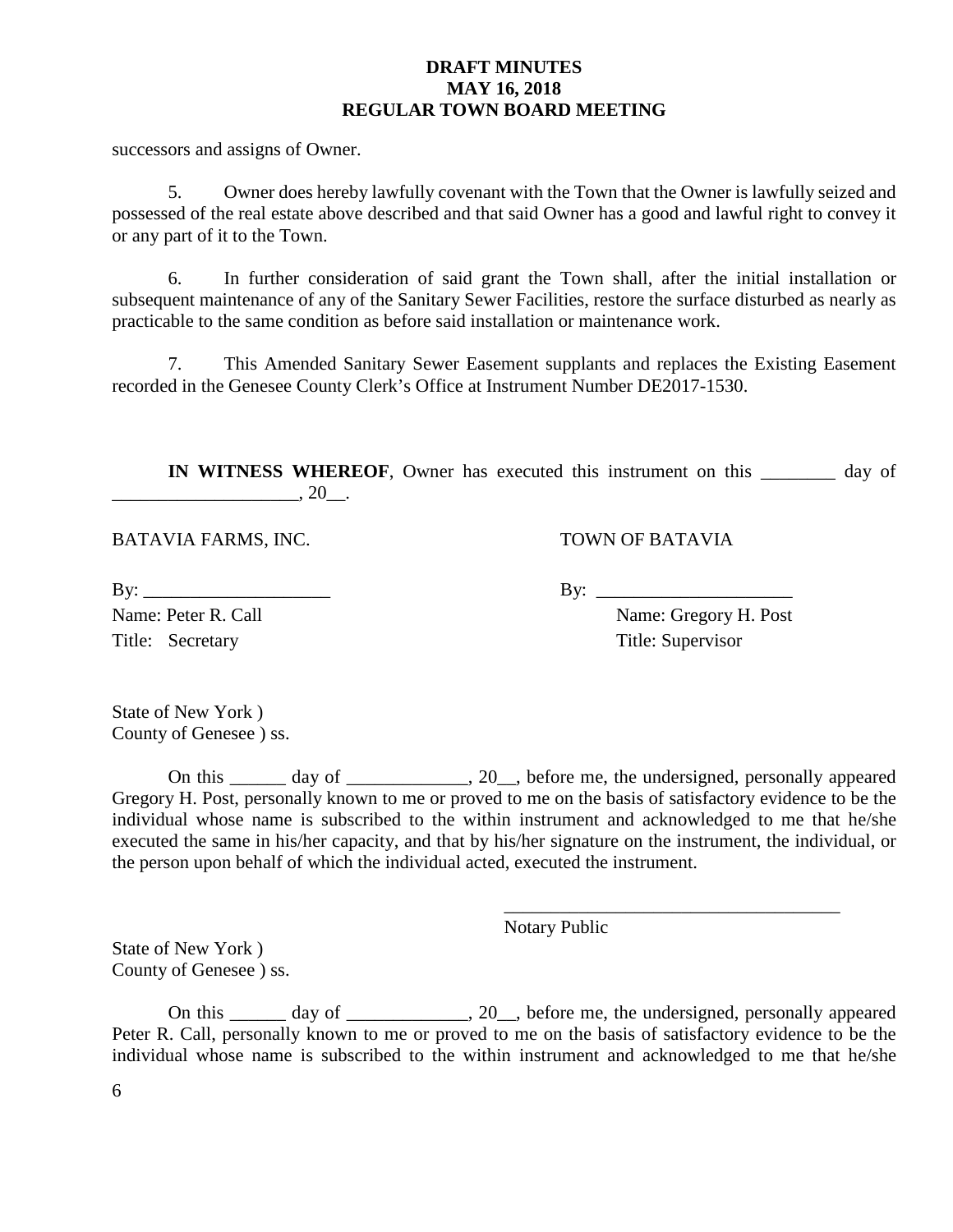successors and assigns of Owner.

5. Owner does hereby lawfully covenant with the Town that the Owner is lawfully seized and possessed of the real estate above described and that said Owner has a good and lawful right to convey it or any part of it to the Town.

6. In further consideration of said grant the Town shall, after the initial installation or subsequent maintenance of any of the Sanitary Sewer Facilities, restore the surface disturbed as nearly as practicable to the same condition as before said installation or maintenance work.

7. This Amended Sanitary Sewer Easement supplants and replaces the Existing Easement recorded in the Genesee County Clerk's Office at Instrument Number DE2017-1530.

**IN WITNESS WHEREOF**, Owner has executed this instrument on this ________ day of ____________________, 20__.

BATAVIA FARMS, INC.

By: ____________________
Name: Peter R. Call
Title: Secretary

TOWN OF BATAVIA

By: ____________________
Name: Gregory H. Post
Title: Supervisor

State of New York )
County of Genesee ) ss.

On this ______ day of _____________, 20__, before me, the undersigned, personally appeared Gregory H. Post, personally known to me or proved to me on the basis of satisfactory evidence to be the individual whose name is subscribed to the within instrument and acknowledged to me that he/she executed the same in his/her capacity, and that by his/her signature on the instrument, the individual, or the person upon behalf of which the individual acted, executed the instrument.

_____________________________________
Notary Public

State of New York )
County of Genesee ) ss.

On this ______ day of _____________, 20__, before me, the undersigned, personally appeared Peter R. Call, personally known to me or proved to me on the basis of satisfactory evidence to be the individual whose name is subscribed to the within instrument and acknowledged to me that he/she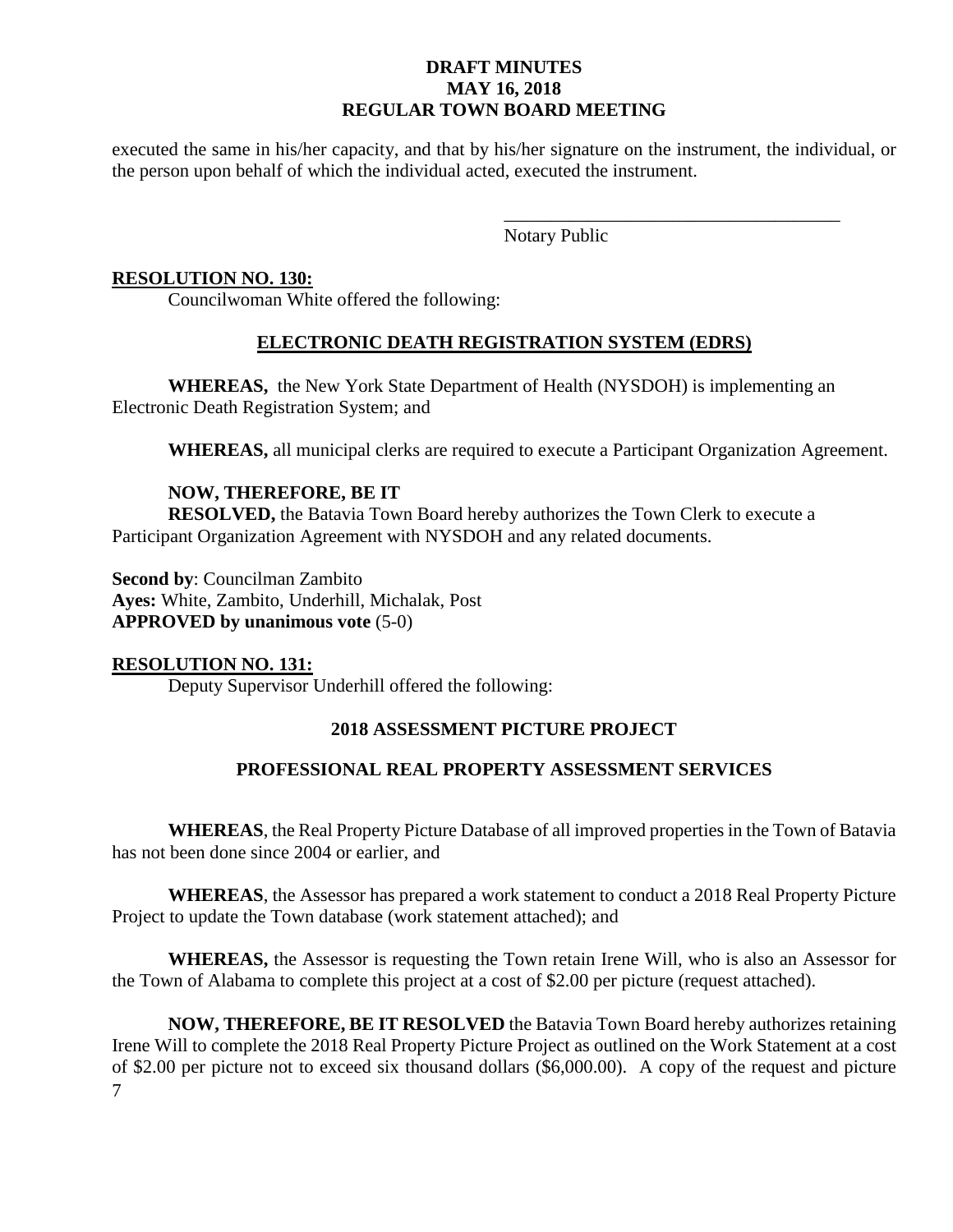executed the same in his/her capacity, and that by his/her signature on the instrument, the individual, or the person upon behalf of which the individual acted, executed the instrument.

_____________________________________
Notary Public

**RESOLUTION NO. 130:**

Councilwoman White offered the following:

**ELECTRONIC DEATH REGISTRATION SYSTEM (EDRS)**

**WHEREAS,** the New York State Department of Health (NYSDOH) is implementing an Electronic Death Registration System; and

**WHEREAS,** all municipal clerks are required to execute a Participant Organization Agreement.

**NOW, THEREFORE, BE IT**
**RESOLVED,** the Batavia Town Board hereby authorizes the Town Clerk to execute a Participant Organization Agreement with NYSDOH and any related documents.

**Second by**: Councilman Zambito
**Ayes:** White, Zambito, Underhill, Michalak, Post
**APPROVED by unanimous vote** (5-0)

**RESOLUTION NO. 131:**

Deputy Supervisor Underhill offered the following:

**2018 ASSESSMENT PICTURE PROJECT**

**PROFESSIONAL REAL PROPERTY ASSESSMENT SERVICES**

**WHEREAS**, the Real Property Picture Database of all improved properties in the Town of Batavia has not been done since 2004 or earlier, and

**WHEREAS**, the Assessor has prepared a work statement to conduct a 2018 Real Property Picture Project to update the Town database (work statement attached); and

**WHEREAS,** the Assessor is requesting the Town retain Irene Will, who is also an Assessor for the Town of Alabama to complete this project at a cost of $2.00 per picture (request attached).

**NOW, THEREFORE, BE IT RESOLVED** the Batavia Town Board hereby authorizes retaining Irene Will to complete the 2018 Real Property Picture Project as outlined on the Work Statement at a cost of $2.00 per picture not to exceed six thousand dollars ($6,000.00). A copy of the request and picture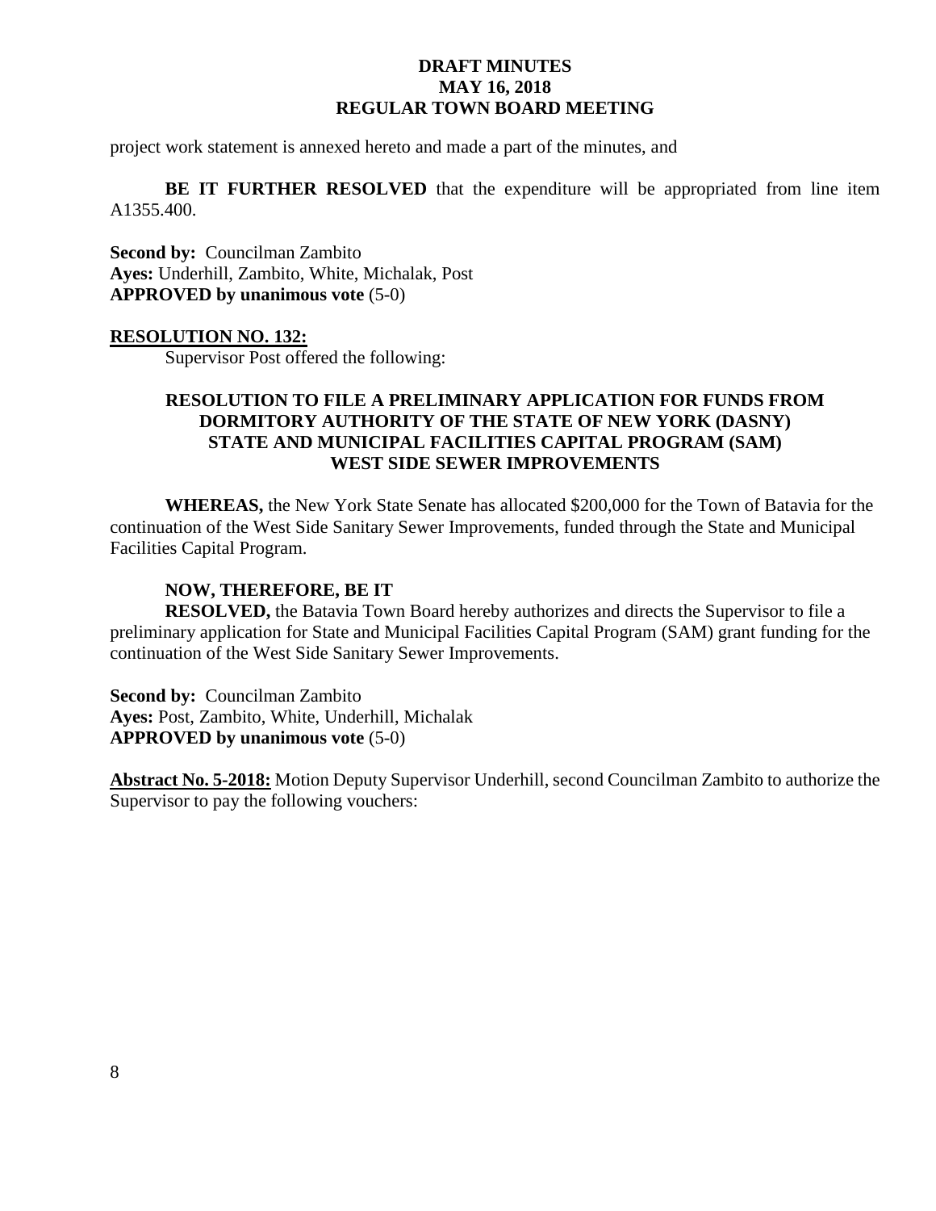project work statement is annexed hereto and made a part of the minutes, and

**BE IT FURTHER RESOLVED** that the expenditure will be appropriated from line item A1355.400.

**Second by:** Councilman Zambito
**Ayes:** Underhill, Zambito, White, Michalak, Post
**APPROVED by unanimous vote** (5-0)

**RESOLUTION NO. 132:**

Supervisor Post offered the following:

**RESOLUTION TO FILE A PRELIMINARY APPLICATION FOR FUNDS FROM DORMITORY AUTHORITY OF THE STATE OF NEW YORK (DASNY) STATE AND MUNICIPAL FACILITIES CAPITAL PROGRAM (SAM) WEST SIDE SEWER IMPROVEMENTS**

**WHEREAS,** the New York State Senate has allocated $200,000 for the Town of Batavia for the continuation of the West Side Sanitary Sewer Improvements, funded through the State and Municipal Facilities Capital Program.

**NOW, THEREFORE, BE IT**

**RESOLVED,** the Batavia Town Board hereby authorizes and directs the Supervisor to file a preliminary application for State and Municipal Facilities Capital Program (SAM) grant funding for the continuation of the West Side Sanitary Sewer Improvements.

**Second by:** Councilman Zambito
**Ayes:** Post, Zambito, White, Underhill, Michalak
**APPROVED by unanimous vote** (5-0)

**Abstract No. 5-2018:** Motion Deputy Supervisor Underhill, second Councilman Zambito to authorize the Supervisor to pay the following vouchers: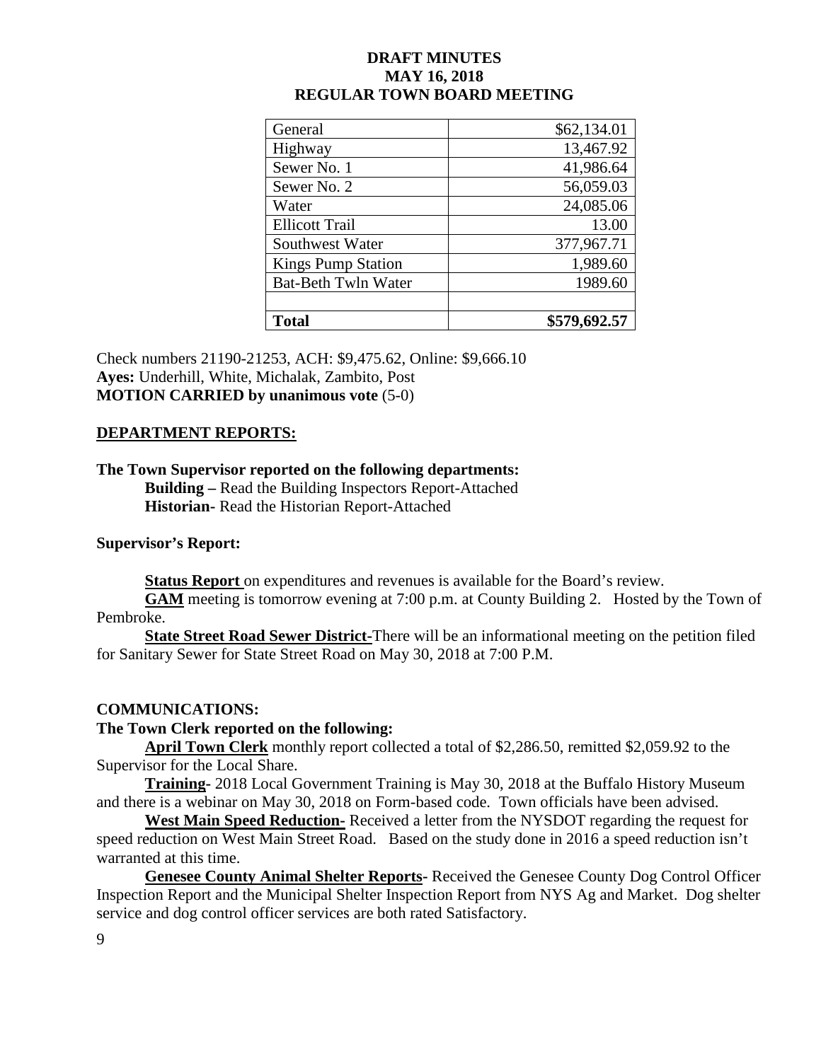**DRAFT MINUTES**
**MAY 16, 2018**
**REGULAR TOWN BOARD MEETING**

| General | $62,134.01 |
|---|---|
| Highway | 13,467.92 |
| Sewer No. 1 | 41,986.64 |
| Sewer No. 2 | 56,059.03 |
| Water | 24,085.06 |
| Ellicott Trail | 13.00 |
| Southwest Water | 377,967.71 |
| Kings Pump Station | 1,989.60 |
| Bat-Beth Twln Water | 1989.60 |
| | |
| **Total** | **$579,692.57** |

Check numbers 21190-21253, ACH: $9,475.62, Online: $9,666.10
**Ayes:** Underhill, White, Michalak, Zambito, Post
**MOTION CARRIED by unanimous vote** (5-0)

## DEPARTMENT REPORTS:

**The Town Supervisor reported on the following departments:**

**Building –** Read the Building Inspectors Report-Attached
**Historian**- Read the Historian Report-Attached

**Supervisor's Report:**

**Status Report** on expenditures and revenues is available for the Board's review.

**GAM** meeting is tomorrow evening at 7:00 p.m. at County Building 2. Hosted by the Town of Pembroke.

**State Street Road Sewer District-**There will be an informational meeting on the petition filed for Sanitary Sewer for State Street Road on May 30, 2018 at 7:00 P.M.

## COMMUNICATIONS:

**The Town Clerk reported on the following:**

**April Town Clerk** monthly report collected a total of $2,286.50, remitted $2,059.92 to the Supervisor for the Local Share.

**Training-** 2018 Local Government Training is May 30, 2018 at the Buffalo History Museum and there is a webinar on May 30, 2018 on Form-based code. Town officials have been advised.

**West Main Speed Reduction-** Received a letter from the NYSDOT regarding the request for speed reduction on West Main Street Road. Based on the study done in 2016 a speed reduction isn't warranted at this time.

**Genesee County Animal Shelter Reports-** Received the Genesee County Dog Control Officer Inspection Report and the Municipal Shelter Inspection Report from NYS Ag and Market. Dog shelter service and dog control officer services are both rated Satisfactory.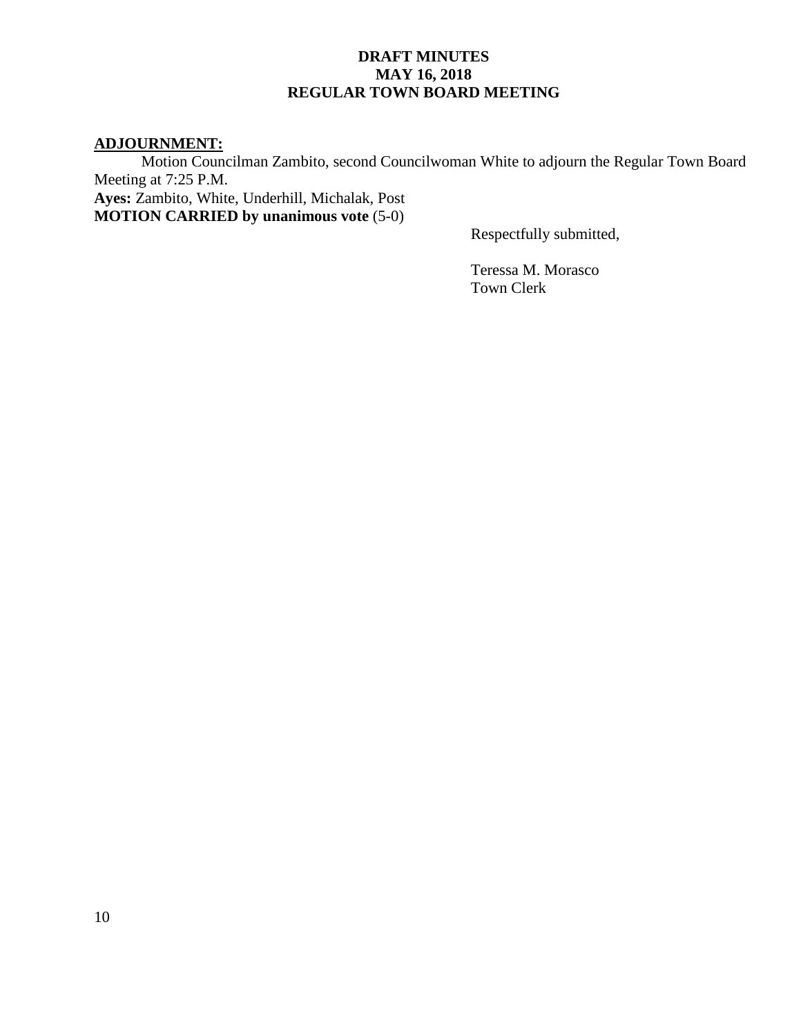**ADJOURNMENT:**

Motion Councilman Zambito, second Councilwoman White to adjourn the Regular Town Board Meeting at 7:25 P.M.

**Ayes:** Zambito, White, Underhill, Michalak, Post

**MOTION CARRIED by unanimous vote** (5-0)

Respectfully submitted,

Teressa M. Morasco
Town Clerk